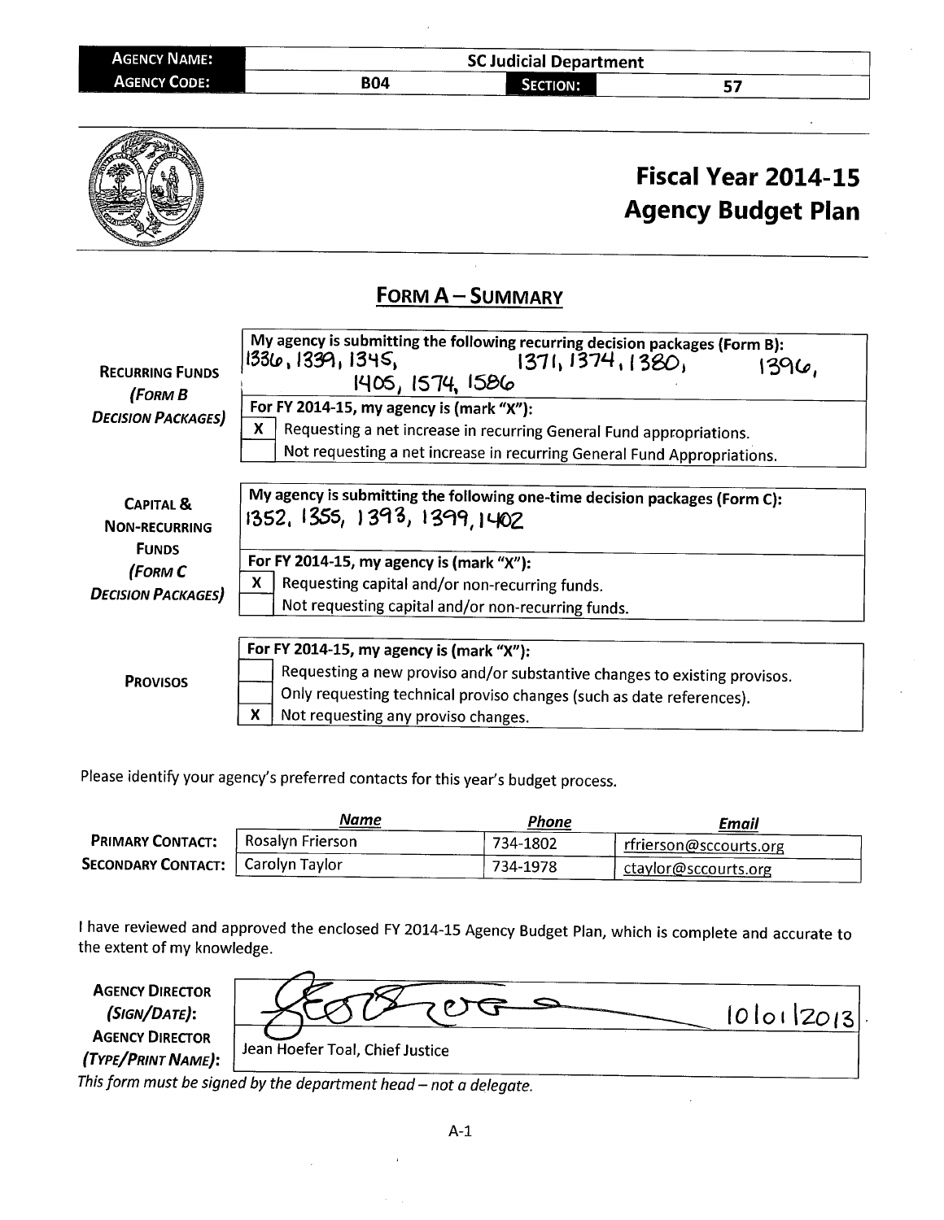| AGENCY NAME: | SC Judicial Department | | |
|---|---|---|---|
| AGENCY CODE: | B04 | SECTION: | 57 |

# Fiscal Year 2014-15 Agency Budget Plan

## FORM A – SUMMARY

| | |
|---|---|
| **RECURRING FUNDS** *(FORM B DECISION PACKAGES)* | My agency is submitting the following recurring decision packages (Form B): 1336, 1339, 1345, 1371, 1374, 1380, 1396, 1405, 1574, 1586 |
| | For FY 2014-15, my agency is (mark "X"): |
| | [X] Requesting a net increase in recurring General Fund appropriations. |
| | [ ] Not requesting a net increase in recurring General Fund Appropriations. |

| | |
|---|---|
| **CAPITAL & NON-RECURRING FUNDS** *(FORM C DECISION PACKAGES)* | My agency is submitting the following one-time decision packages (Form C): 1352, 1355, 1393, 1399, 1402 |
| | For FY 2014-15, my agency is (mark "X"): |
| | [X] Requesting capital and/or non-recurring funds. |
| | [ ] Not requesting capital and/or non-recurring funds. |

| | |
|---|---|
| **PROVISOS** | For FY 2014-15, my agency is (mark "X"): |
| | [ ] Requesting a new proviso and/or substantive changes to existing provisos. |
| | [ ] Only requesting technical proviso changes (such as date references). |
| | [X] Not requesting any proviso changes. |

Please identify your agency's preferred contacts for this year's budget process.

| | *Name* | *Phone* | *Email* |
|---|---|---|---|
| **PRIMARY CONTACT:** | Rosalyn Frierson | 734-1802 | rfrierson@sccourts.org |
| **SECONDARY CONTACT:** | Carolyn Taylor | 734-1978 | ctaylor@sccourts.org |

I have reviewed and approved the enclosed FY 2014-15 Agency Budget Plan, which is complete and accurate to the extent of my knowledge.

| | |
|---|---|
| **AGENCY DIRECTOR** *(SIGN/DATE)*: | [Signature] 10/01/2013 |
| **AGENCY DIRECTOR** *(TYPE/PRINT NAME)*: | Jean Hoefer Toal, Chief Justice |

*This form must be signed by the department head – not a delegate.*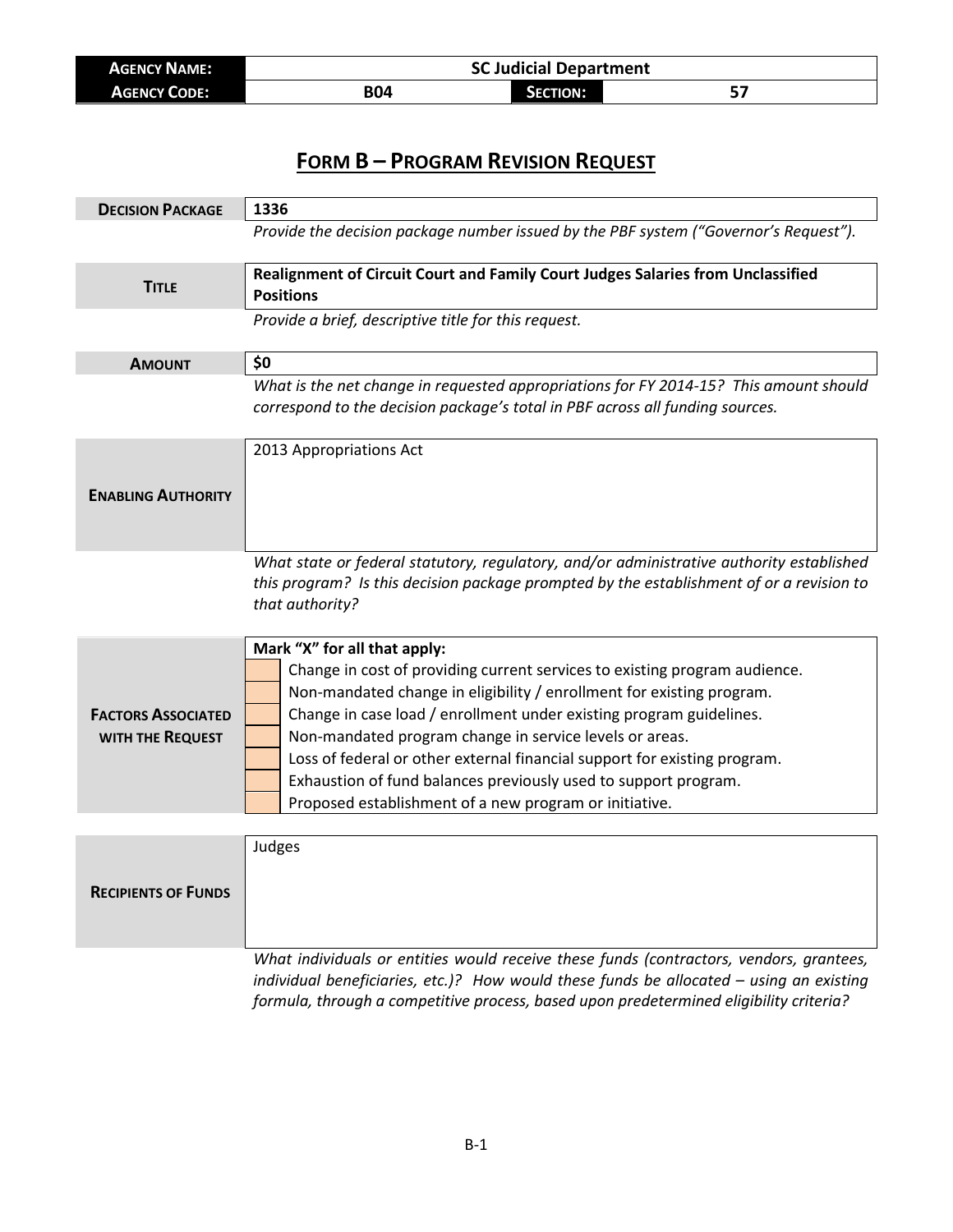| AGENCY NAME: | SC Judicial Department | | |
|---|---|---|---|
| AGENCY CODE: | B04 | SECTION: | 57 |

# FORM B – PROGRAM REVISION REQUEST

| | |
|---|---|
| **DECISION PACKAGE** | **1336** |
| | *Provide the decision package number issued by the PBF system ("Governor's Request").* |
| **TITLE** | **Realignment of Circuit Court and Family Court Judges Salaries from Unclassified Positions** |
| | *Provide a brief, descriptive title for this request.* |
| **AMOUNT** | **$0** |
| | *What is the net change in requested appropriations for FY 2014-15? This amount should correspond to the decision package's total in PBF across all funding sources.* |
| **ENABLING AUTHORITY** | 2013 Appropriations Act |
| | *What state or federal statutory, regulatory, and/or administrative authority established this program? Is this decision package prompted by the establishment of or a revision to that authority?* |

| | | |
|---|---|---|
| **FACTORS ASSOCIATED WITH THE REQUEST** | | **Mark "X" for all that apply:** |
| | | Change in cost of providing current services to existing program audience. |
| | | Non-mandated change in eligibility / enrollment for existing program. |
| | | Change in case load / enrollment under existing program guidelines. |
| | | Non-mandated program change in service levels or areas. |
| | | Loss of federal or other external financial support for existing program. |
| | | Exhaustion of fund balances previously used to support program. |
| | | Proposed establishment of a new program or initiative. |

| | |
|---|---|
| **RECIPIENTS OF FUNDS** | Judges |
| | *What individuals or entities would receive these funds (contractors, vendors, grantees, individual beneficiaries, etc.)? How would these funds be allocated – using an existing formula, through a competitive process, based upon predetermined eligibility criteria?* |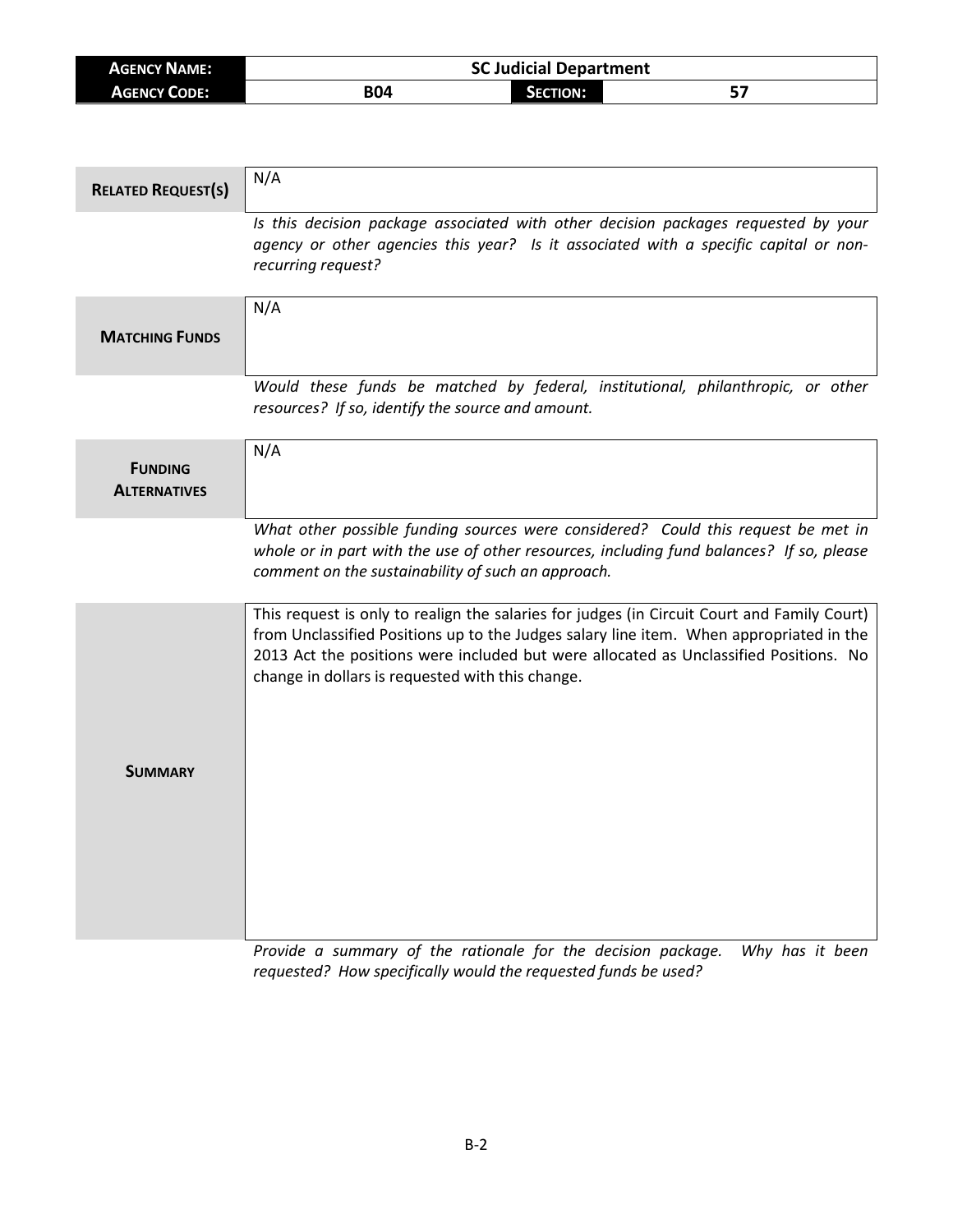| AGENCY NAME: | SC Judicial Department | | |
|---|---|---|---|
| AGENCY CODE: | B04 | SECTION: | 57 |

| | |
|---|---|
| **RELATED REQUEST(S)** | N/A |
| | *Is this decision package associated with other decision packages requested by your agency or other agencies this year? Is it associated with a specific capital or non-recurring request?* |
| **MATCHING FUNDS** | N/A |
| | *Would these funds be matched by federal, institutional, philanthropic, or other resources? If so, identify the source and amount.* |
| **FUNDING ALTERNATIVES** | N/A |
| | *What other possible funding sources were considered? Could this request be met in whole or in part with the use of other resources, including fund balances? If so, please comment on the sustainability of such an approach.* |
| **SUMMARY** | This request is only to realign the salaries for judges (in Circuit Court and Family Court) from Unclassified Positions up to the Judges salary line item. When appropriated in the 2013 Act the positions were included but were allocated as Unclassified Positions. No change in dollars is requested with this change. |
| | *Provide a summary of the rationale for the decision package. Why has it been requested? How specifically would the requested funds be used?* |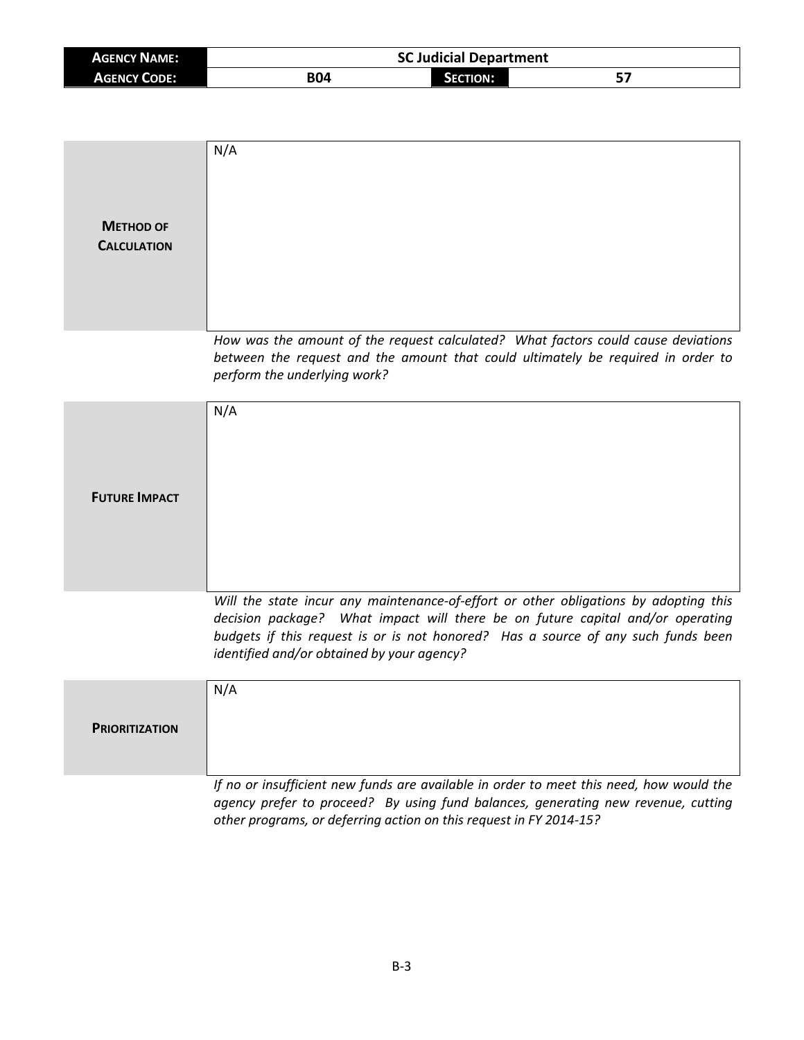| **AGENCY NAME:** | SC Judicial Department | | |
|---|---|---|---|
| **AGENCY CODE:** | B04 | **SECTION:** | 57 |

| | |
|---|---|
| **METHOD OF CALCULATION** | N/A |

*How was the amount of the request calculated? What factors could cause deviations between the request and the amount that could ultimately be required in order to perform the underlying work?*

| | |
|---|---|
| **FUTURE IMPACT** | N/A |

*Will the state incur any maintenance-of-effort or other obligations by adopting this decision package? What impact will there be on future capital and/or operating budgets if this request is or is not honored? Has a source of any such funds been identified and/or obtained by your agency?*

| | |
|---|---|
| **PRIORITIZATION** | N/A |

*If no or insufficient new funds are available in order to meet this need, how would the agency prefer to proceed? By using fund balances, generating new revenue, cutting other programs, or deferring action on this request in FY 2014-15?*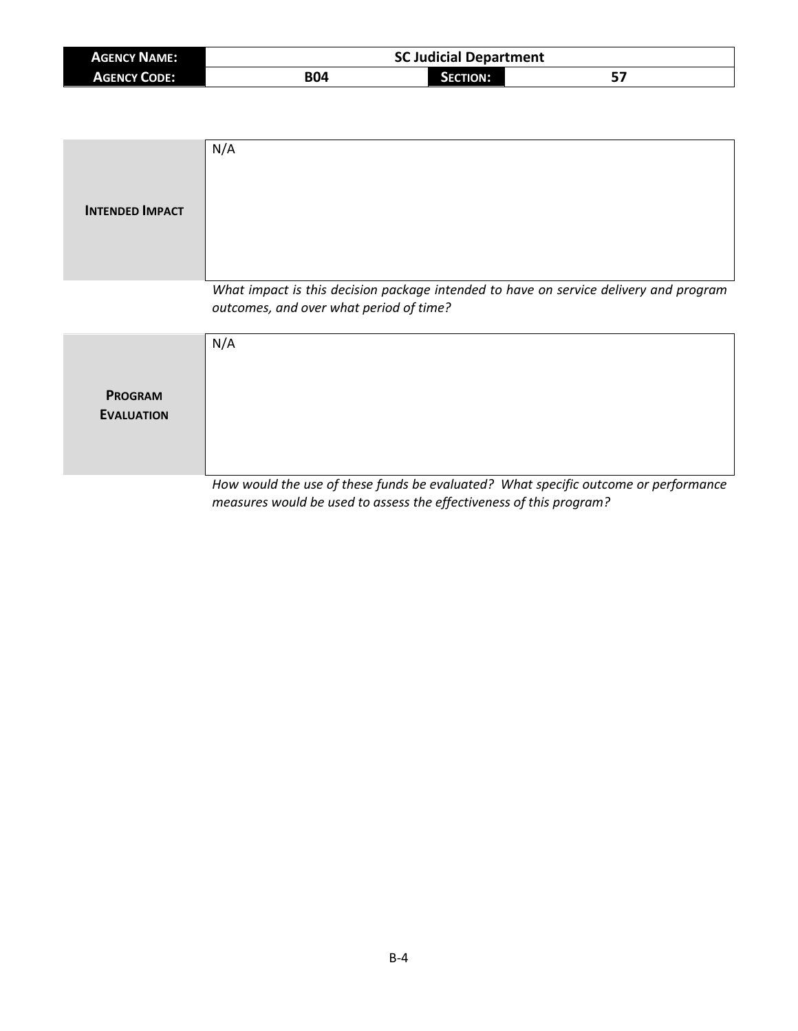| **AGENCY NAME:** | SC Judicial Department | | |
|---|---|---|---|
| **AGENCY CODE:** | B04 | **SECTION:** | 57 |

| | |
|---|---|
| **INTENDED IMPACT** | N/A |

*What impact is this decision package intended to have on service delivery and program outcomes, and over what period of time?*

| | |
|---|---|
| **PROGRAM EVALUATION** | N/A |

*How would the use of these funds be evaluated? What specific outcome or performance measures would be used to assess the effectiveness of this program?*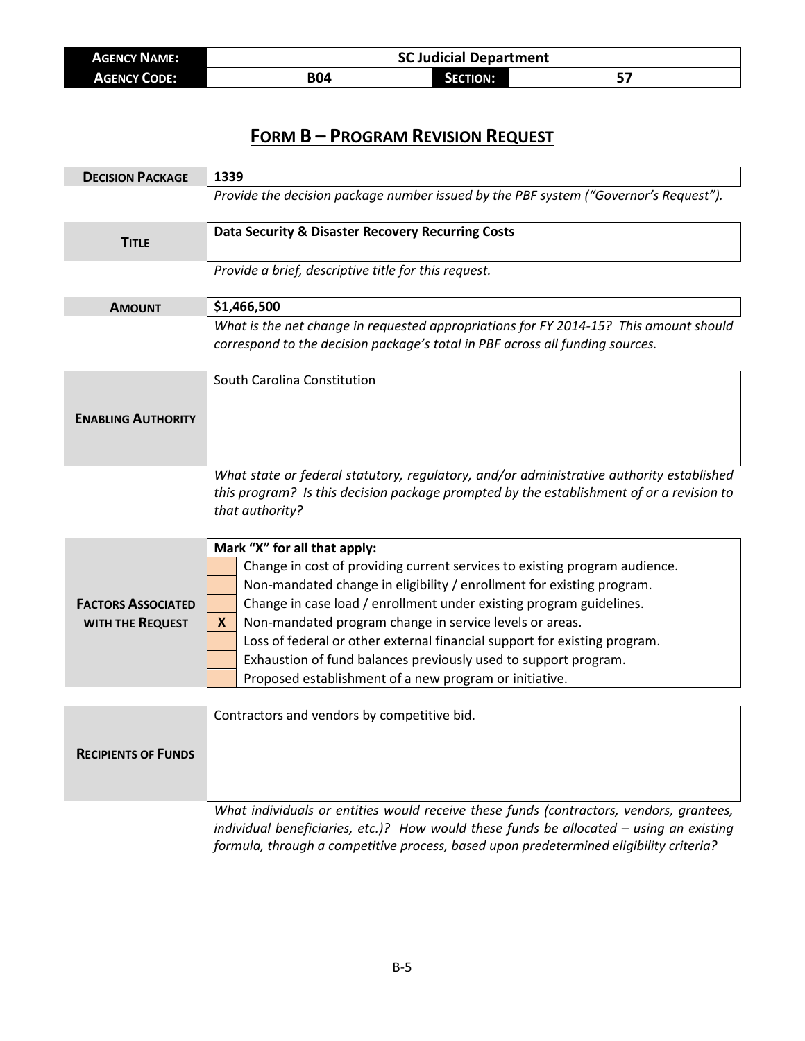| **AGENCY NAME:** | **SC Judicial Department** | | |
|---|---|---|---|
| **AGENCY CODE:** | **B04** | **SECTION:** | **57** |

# FORM B – PROGRAM REVISION REQUEST

| | |
|---|---|
| **DECISION PACKAGE** | **1339** |
| | *Provide the decision package number issued by the PBF system ("Governor's Request").* |
| **TITLE** | **Data Security & Disaster Recovery Recurring Costs** |
| | *Provide a brief, descriptive title for this request.* |
| **AMOUNT** | **$1,466,500** |
| | *What is the net change in requested appropriations for FY 2014-15? This amount should correspond to the decision package's total in PBF across all funding sources.* |
| **ENABLING AUTHORITY** | South Carolina Constitution |
| | *What state or federal statutory, regulatory, and/or administrative authority established this program? Is this decision package prompted by the establishment of or a revision to that authority?* |

**FACTORS ASSOCIATED WITH THE REQUEST**

**Mark "X" for all that apply:**

| | |
|---|---|
| | Change in cost of providing current services to existing program audience. |
| | Non-mandated change in eligibility / enrollment for existing program. |
| | Change in case load / enrollment under existing program guidelines. |
| **X** | Non-mandated program change in service levels or areas. |
| | Loss of federal or other external financial support for existing program. |
| | Exhaustion of fund balances previously used to support program. |
| | Proposed establishment of a new program or initiative. |

| | |
|---|---|
| **RECIPIENTS OF FUNDS** | Contractors and vendors by competitive bid. |
| | *What individuals or entities would receive these funds (contractors, vendors, grantees, individual beneficiaries, etc.)? How would these funds be allocated – using an existing formula, through a competitive process, based upon predetermined eligibility criteria?* |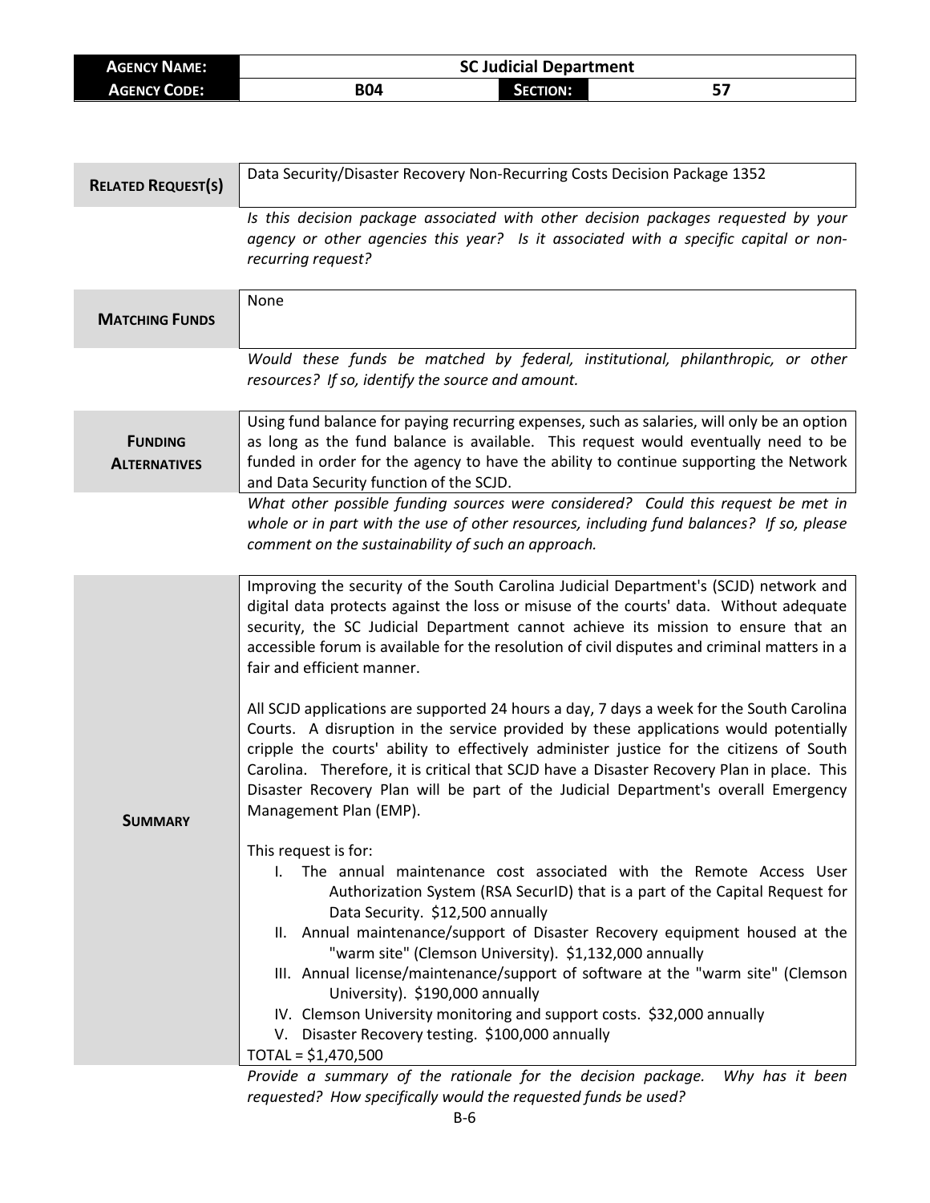| **AGENCY NAME:** | SC Judicial Department | | |
|---|---|---|---|
| **AGENCY CODE:** | B04 | **SECTION:** | 57 |

| | |
|---|---|
| **RELATED REQUEST(S)** | Data Security/Disaster Recovery Non-Recurring Costs Decision Package 1352 |
| | *Is this decision package associated with other decision packages requested by your agency or other agencies this year? Is it associated with a specific capital or non-recurring request?* |
| **MATCHING FUNDS** | None |
| | *Would these funds be matched by federal, institutional, philanthropic, or other resources? If so, identify the source and amount.* |
| **FUNDING ALTERNATIVES** | Using fund balance for paying recurring expenses, such as salaries, will only be an option as long as the fund balance is available. This request would eventually need to be funded in order for the agency to have the ability to continue supporting the Network and Data Security function of the SCJD. |
| | *What other possible funding sources were considered? Could this request be met in whole or in part with the use of other resources, including fund balances? If so, please comment on the sustainability of such an approach.* |
| **SUMMARY** | Improving the security of the South Carolina Judicial Department's (SCJD) network and digital data protects against the loss or misuse of the courts' data. Without adequate security, the SC Judicial Department cannot achieve its mission to ensure that an accessible forum is available for the resolution of civil disputes and criminal matters in a fair and efficient manner.<br><br>All SCJD applications are supported 24 hours a day, 7 days a week for the South Carolina Courts. A disruption in the service provided by these applications would potentially cripple the courts' ability to effectively administer justice for the citizens of South Carolina. Therefore, it is critical that SCJD have a Disaster Recovery Plan in place. This Disaster Recovery Plan will be part of the Judicial Department's overall Emergency Management Plan (EMP).<br><br>This request is for:<br>I. The annual maintenance cost associated with the Remote Access User Authorization System (RSA SecurID) that is a part of the Capital Request for Data Security. \$12,500 annually<br>II. Annual maintenance/support of Disaster Recovery equipment housed at the "warm site" (Clemson University). \$1,132,000 annually<br>III. Annual license/maintenance/support of software at the "warm site" (Clemson University). \$190,000 annually<br>IV. Clemson University monitoring and support costs. \$32,000 annually<br>V. Disaster Recovery testing. \$100,000 annually<br>TOTAL = \$1,470,500 |
| | *Provide a summary of the rationale for the decision package. Why has it been requested? How specifically would the requested funds be used?* |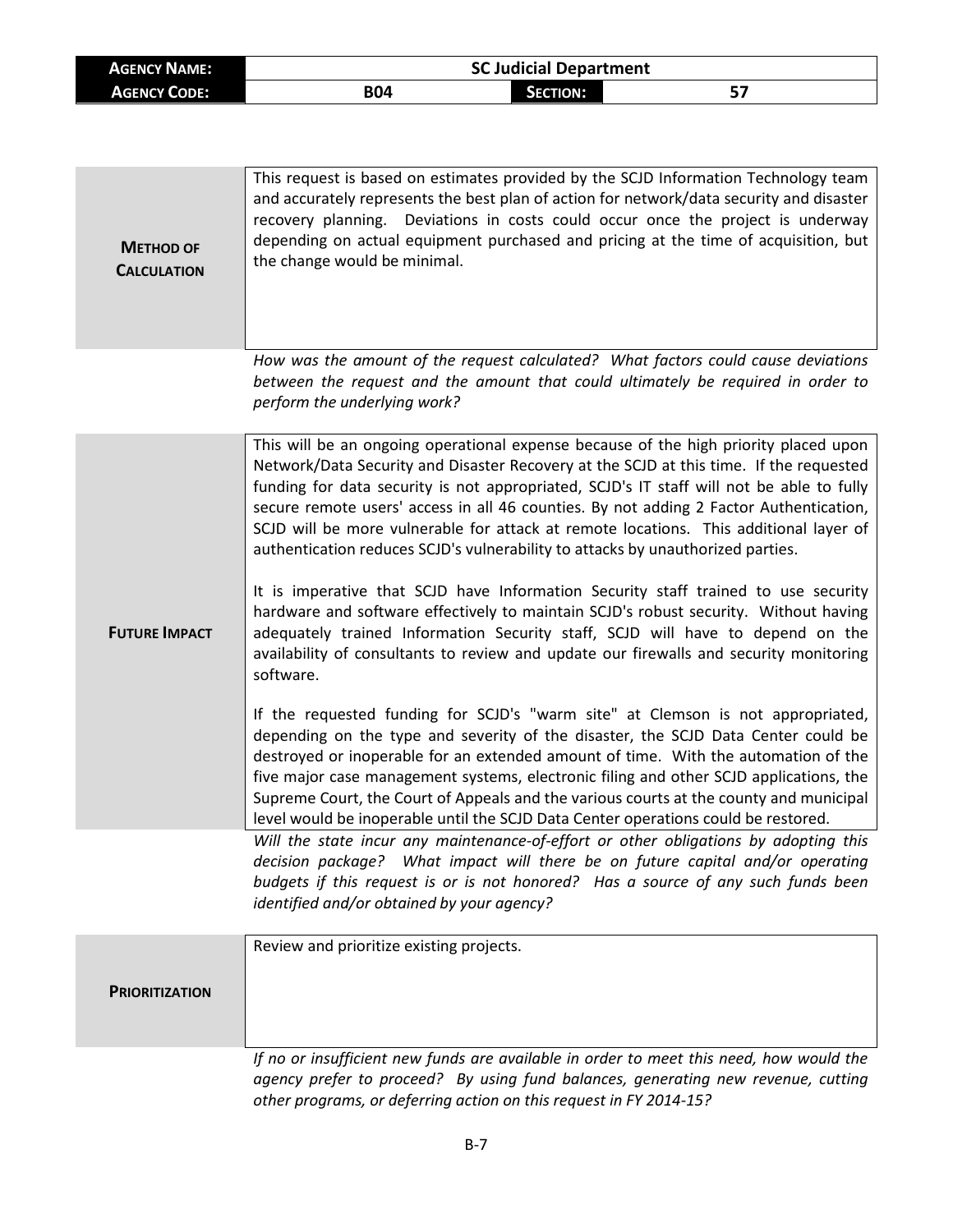| AGENCY NAME: | SC Judicial Department | | |
|---|---|---|---|
| AGENCY CODE: | B04 | SECTION: | 57 |

| | |
|---|---|
| **METHOD OF CALCULATION** | This request is based on estimates provided by the SCJD Information Technology team and accurately represents the best plan of action for network/data security and disaster recovery planning. Deviations in costs could occur once the project is underway depending on actual equipment purchased and pricing at the time of acquisition, but the change would be minimal. |

*How was the amount of the request calculated? What factors could cause deviations between the request and the amount that could ultimately be required in order to perform the underlying work?*

| | |
|---|---|
| **FUTURE IMPACT** | This will be an ongoing operational expense because of the high priority placed upon Network/Data Security and Disaster Recovery at the SCJD at this time. If the requested funding for data security is not appropriated, SCJD's IT staff will not be able to fully secure remote users' access in all 46 counties. By not adding 2 Factor Authentication, SCJD will be more vulnerable for attack at remote locations. This additional layer of authentication reduces SCJD's vulnerability to attacks by unauthorized parties.<br><br>It is imperative that SCJD have Information Security staff trained to use security hardware and software effectively to maintain SCJD's robust security. Without having adequately trained Information Security staff, SCJD will have to depend on the availability of consultants to review and update our firewalls and security monitoring software.<br><br>If the requested funding for SCJD's "warm site" at Clemson is not appropriated, depending on the type and severity of the disaster, the SCJD Data Center could be destroyed or inoperable for an extended amount of time. With the automation of the five major case management systems, electronic filing and other SCJD applications, the Supreme Court, the Court of Appeals and the various courts at the county and municipal level would be inoperable until the SCJD Data Center operations could be restored. |

*Will the state incur any maintenance-of-effort or other obligations by adopting this decision package? What impact will there be on future capital and/or operating budgets if this request is or is not honored? Has a source of any such funds been identified and/or obtained by your agency?*

| | |
|---|---|
| **PRIORITIZATION** | Review and prioritize existing projects. |

*If no or insufficient new funds are available in order to meet this need, how would the agency prefer to proceed? By using fund balances, generating new revenue, cutting other programs, or deferring action on this request in FY 2014-15?*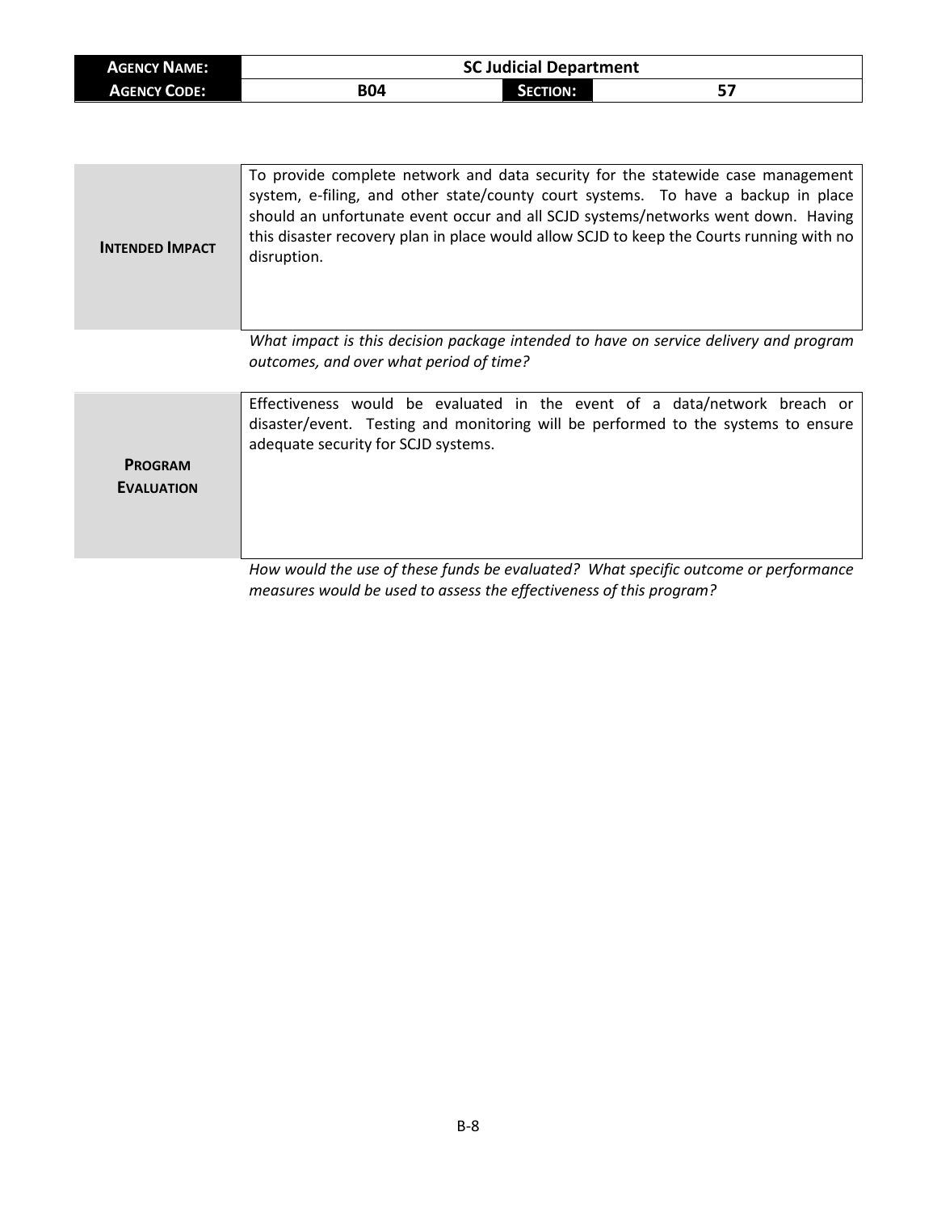| **AGENCY NAME:** | SC Judicial Department | | |
|---|---|---|---|
| **AGENCY CODE:** | B04 | **SECTION:** | 57 |

| | |
|---|---|
| **INTENDED IMPACT** | To provide complete network and data security for the statewide case management system, e-filing, and other state/county court systems. To have a backup in place should an unfortunate event occur and all SCJD systems/networks went down. Having this disaster recovery plan in place would allow SCJD to keep the Courts running with no disruption. |

*What impact is this decision package intended to have on service delivery and program outcomes, and over what period of time?*

| | |
|---|---|
| **PROGRAM EVALUATION** | Effectiveness would be evaluated in the event of a data/network breach or disaster/event. Testing and monitoring will be performed to the systems to ensure adequate security for SCJD systems. |

*How would the use of these funds be evaluated? What specific outcome or performance measures would be used to assess the effectiveness of this program?*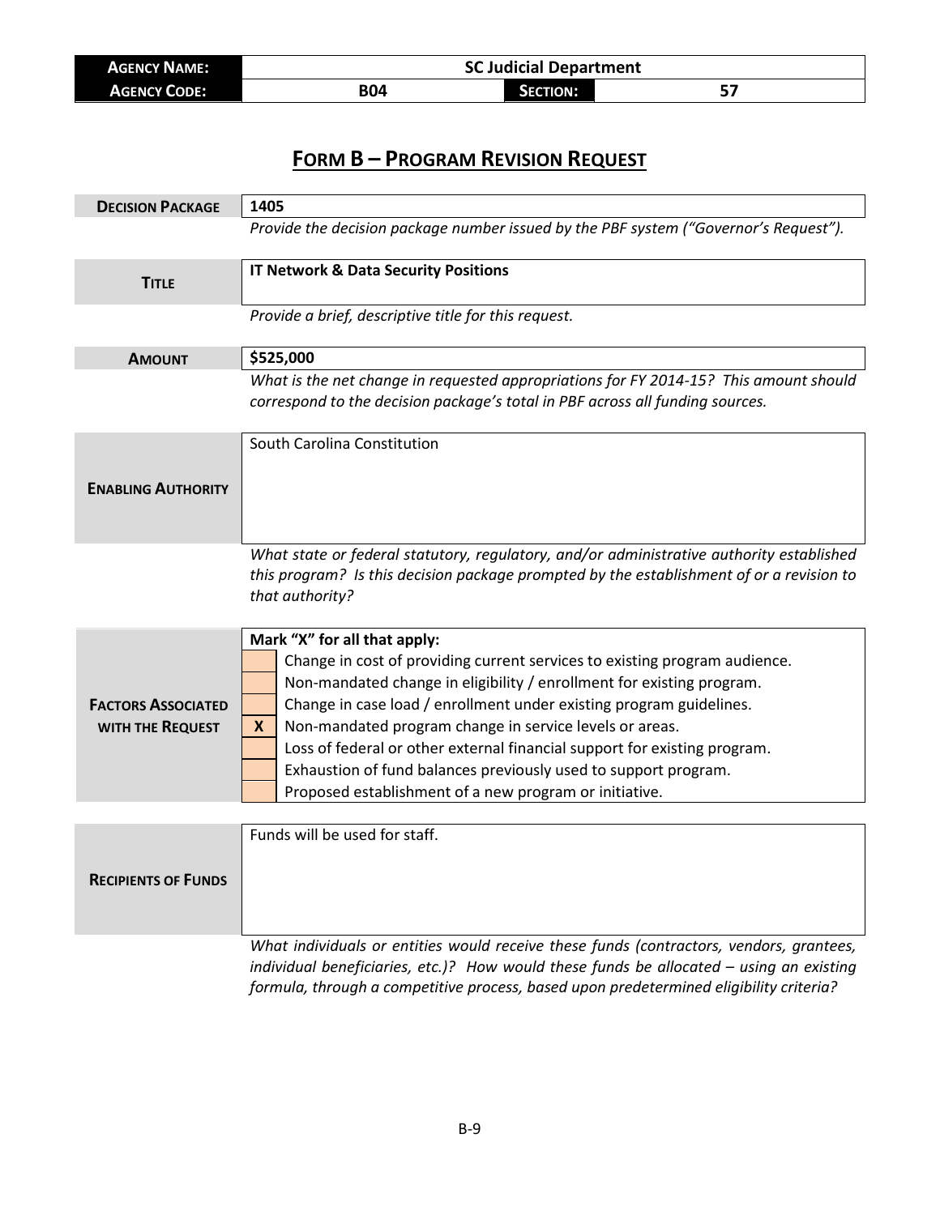| **Agency Name:** | SC Judicial Department | | |
| --- | --- | --- | --- |
| **Agency Code:** | B04 | **Section:** | 57 |

# Form B – Program Revision Request

| | |
| --- | --- |
| **Decision Package** | **1405** |
| | *Provide the decision package number issued by the PBF system ("Governor's Request").* |
| **Title** | **IT Network & Data Security Positions** |
| | *Provide a brief, descriptive title for this request.* |
| **Amount** | **$525,000** |
| | *What is the net change in requested appropriations for FY 2014-15? This amount should correspond to the decision package's total in PBF across all funding sources.* |
| **Enabling Authority** | South Carolina Constitution |
| | *What state or federal statutory, regulatory, and/or administrative authority established this program? Is this decision package prompted by the establishment of or a revision to that authority?* |

| **Factors Associated with the Request** | **Mark "X" for all that apply:** | |
| --- | --- | --- |
| | | Change in cost of providing current services to existing program audience. |
| | | Non-mandated change in eligibility / enrollment for existing program. |
| | | Change in case load / enrollment under existing program guidelines. |
| | X | Non-mandated program change in service levels or areas. |
| | | Loss of federal or other external financial support for existing program. |
| | | Exhaustion of fund balances previously used to support program. |
| | | Proposed establishment of a new program or initiative. |

| | |
| --- | --- |
| **Recipients of Funds** | Funds will be used for staff. |
| | *What individuals or entities would receive these funds (contractors, vendors, grantees, individual beneficiaries, etc.)? How would these funds be allocated – using an existing formula, through a competitive process, based upon predetermined eligibility criteria?* |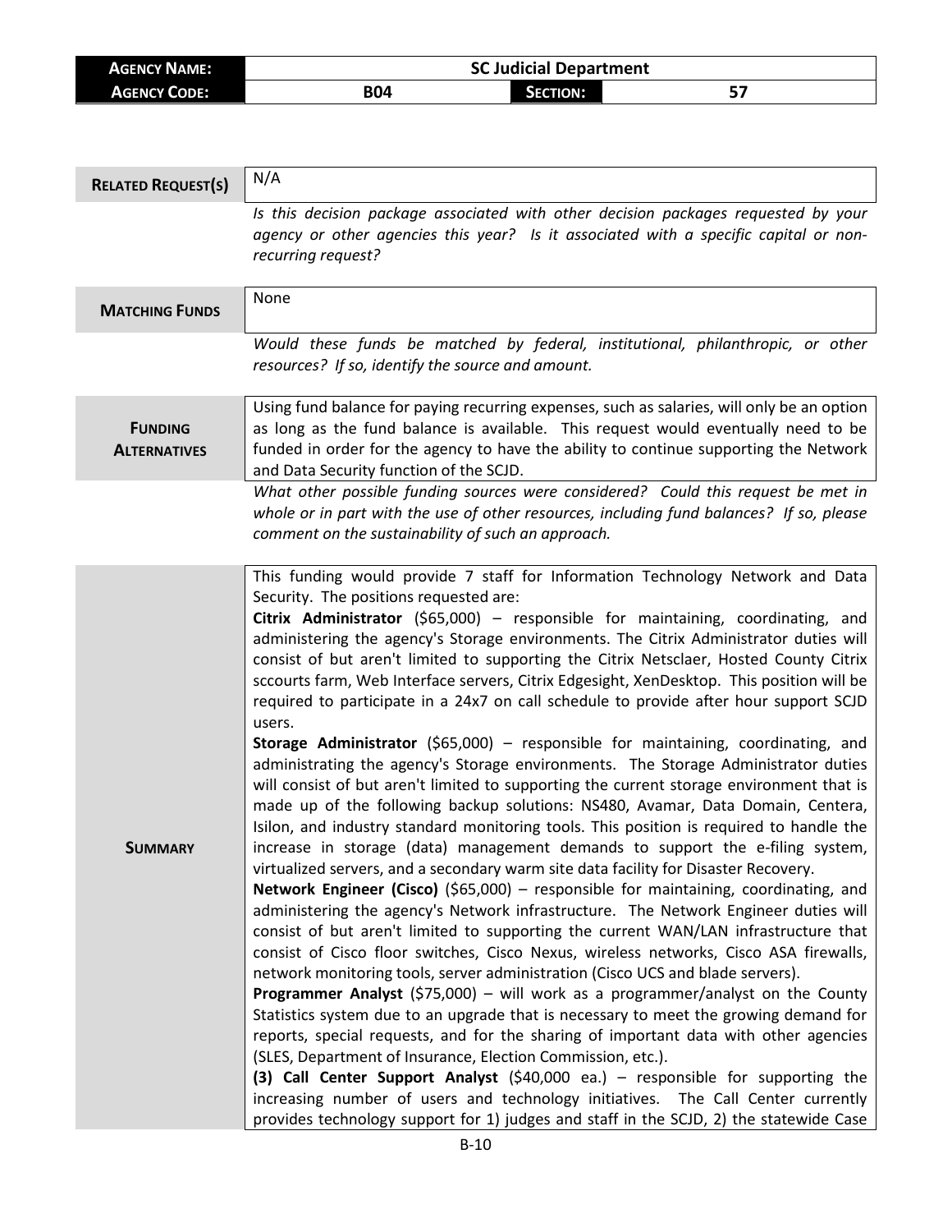| **AGENCY NAME:** | SC Judicial Department | | |
|---|---|---|---|
| **AGENCY CODE:** | B04 | **SECTION:** | 57 |

| | |
|---|---|
| **RELATED REQUEST(S)** | N/A |
| | *Is this decision package associated with other decision packages requested by your agency or other agencies this year? Is it associated with a specific capital or non-recurring request?* |
| **MATCHING FUNDS** | None |
| | *Would these funds be matched by federal, institutional, philanthropic, or other resources? If so, identify the source and amount.* |
| **FUNDING ALTERNATIVES** | Using fund balance for paying recurring expenses, such as salaries, will only be an option as long as the fund balance is available. This request would eventually need to be funded in order for the agency to have the ability to continue supporting the Network and Data Security function of the SCJD. |
| | *What other possible funding sources were considered? Could this request be met in whole or in part with the use of other resources, including fund balances? If so, please comment on the sustainability of such an approach.* |
| **SUMMARY** | This funding would provide 7 staff for Information Technology Network and Data Security. The positions requested are:<br>**Citrix Administrator** ($65,000) – responsible for maintaining, coordinating, and administering the agency's Storage environments. The Citrix Administrator duties will consist of but aren't limited to supporting the Citrix Netsclaer, Hosted County Citrix sccourts farm, Web Interface servers, Citrix Edgesight, XenDesktop. This position will be required to participate in a 24x7 on call schedule to provide after hour support SCJD users.<br>**Storage Administrator** ($65,000) – responsible for maintaining, coordinating, and administrating the agency's Storage environments. The Storage Administrator duties will consist of but aren't limited to supporting the current storage environment that is made up of the following backup solutions: NS480, Avamar, Data Domain, Centera, Isilon, and industry standard monitoring tools. This position is required to handle the increase in storage (data) management demands to support the e-filing system, virtualized servers, and a secondary warm site data facility for Disaster Recovery.<br>**Network Engineer (Cisco)** ($65,000) – responsible for maintaining, coordinating, and administering the agency's Network infrastructure. The Network Engineer duties will consist of but aren't limited to supporting the current WAN/LAN infrastructure that consist of Cisco floor switches, Cisco Nexus, wireless networks, Cisco ASA firewalls, network monitoring tools, server administration (Cisco UCS and blade servers).<br>**Programmer Analyst** ($75,000) – will work as a programmer/analyst on the County Statistics system due to an upgrade that is necessary to meet the growing demand for reports, special requests, and for the sharing of important data with other agencies (SLES, Department of Insurance, Election Commission, etc.).<br>**(3) Call Center Support Analyst** ($40,000 ea.) – responsible for supporting the increasing number of users and technology initiatives. The Call Center currently provides technology support for 1) judges and staff in the SCJD, 2) the statewide Case |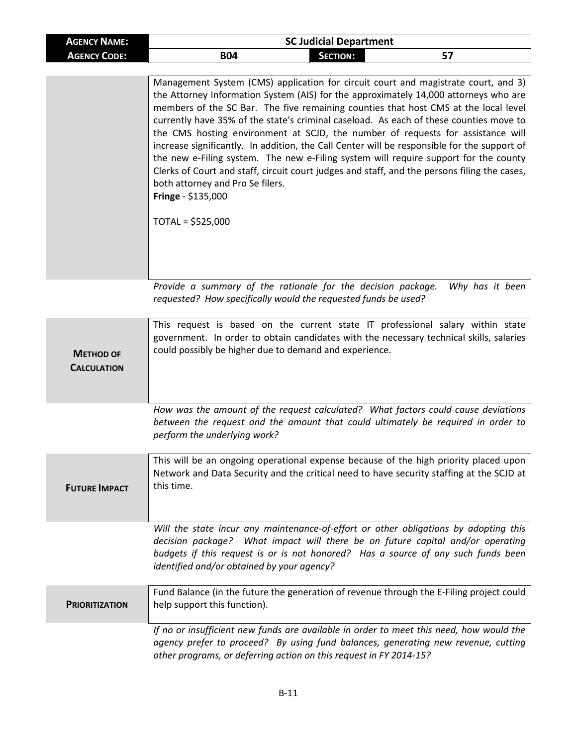| **AGENCY NAME:** | **SC Judicial Department** | | |
|---|---|---|---|
| **AGENCY CODE:** | **B04** | **SECTION:** | **57** |

| | |
|---|---|
| | Management System (CMS) application for circuit court and magistrate court, and 3) the Attorney Information System (AIS) for the approximately 14,000 attorneys who are members of the SC Bar. The five remaining counties that host CMS at the local level currently have 35% of the state's criminal caseload. As each of these counties move to the CMS hosting environment at SCJD, the number of requests for assistance will increase significantly. In addition, the Call Center will be responsible for the support of the new e-Filing system. The new e-Filing system will require support for the county Clerks of Court and staff, circuit court judges and staff, and the persons filing the cases, both attorney and Pro Se filers.<br>**Fringe** - $135,000<br><br>TOTAL = $525,000 |

*Provide a summary of the rationale for the decision package. Why has it been requested? How specifically would the requested funds be used?*

| | |
|---|---|
| **METHOD OF CALCULATION** | This request is based on the current state IT professional salary within state government. In order to obtain candidates with the necessary technical skills, salaries could possibly be higher due to demand and experience. |

*How was the amount of the request calculated? What factors could cause deviations between the request and the amount that could ultimately be required in order to perform the underlying work?*

| | |
|---|---|
| **FUTURE IMPACT** | This will be an ongoing operational expense because of the high priority placed upon Network and Data Security and the critical need to have security staffing at the SCJD at this time. |

*Will the state incur any maintenance-of-effort or other obligations by adopting this decision package? What impact will there be on future capital and/or operating budgets if this request is or is not honored? Has a source of any such funds been identified and/or obtained by your agency?*

| | |
|---|---|
| **PRIORITIZATION** | Fund Balance (in the future the generation of revenue through the E-Filing project could help support this function). |

*If no or insufficient new funds are available in order to meet this need, how would the agency prefer to proceed? By using fund balances, generating new revenue, cutting other programs, or deferring action on this request in FY 2014-15?*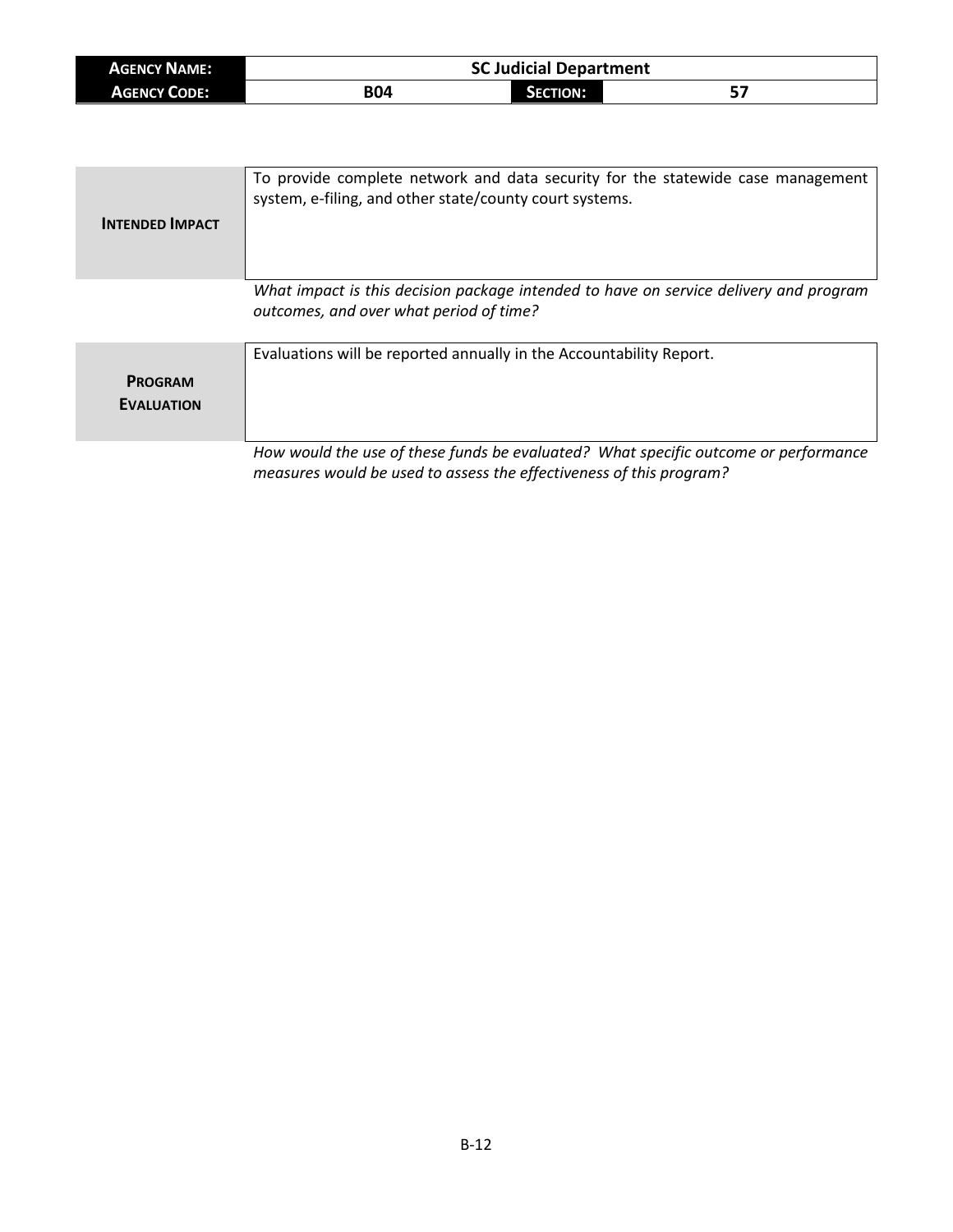| **AGENCY NAME:** | SC Judicial Department | | |
|---|---|---|---|
| **AGENCY CODE:** | B04 | **SECTION:** | 57 |

| | |
|---|---|
| **INTENDED IMPACT** | To provide complete network and data security for the statewide case management system, e-filing, and other state/county court systems. |

*What impact is this decision package intended to have on service delivery and program outcomes, and over what period of time?*

| | |
|---|---|
| **PROGRAM EVALUATION** | Evaluations will be reported annually in the Accountability Report. |

*How would the use of these funds be evaluated? What specific outcome or performance measures would be used to assess the effectiveness of this program?*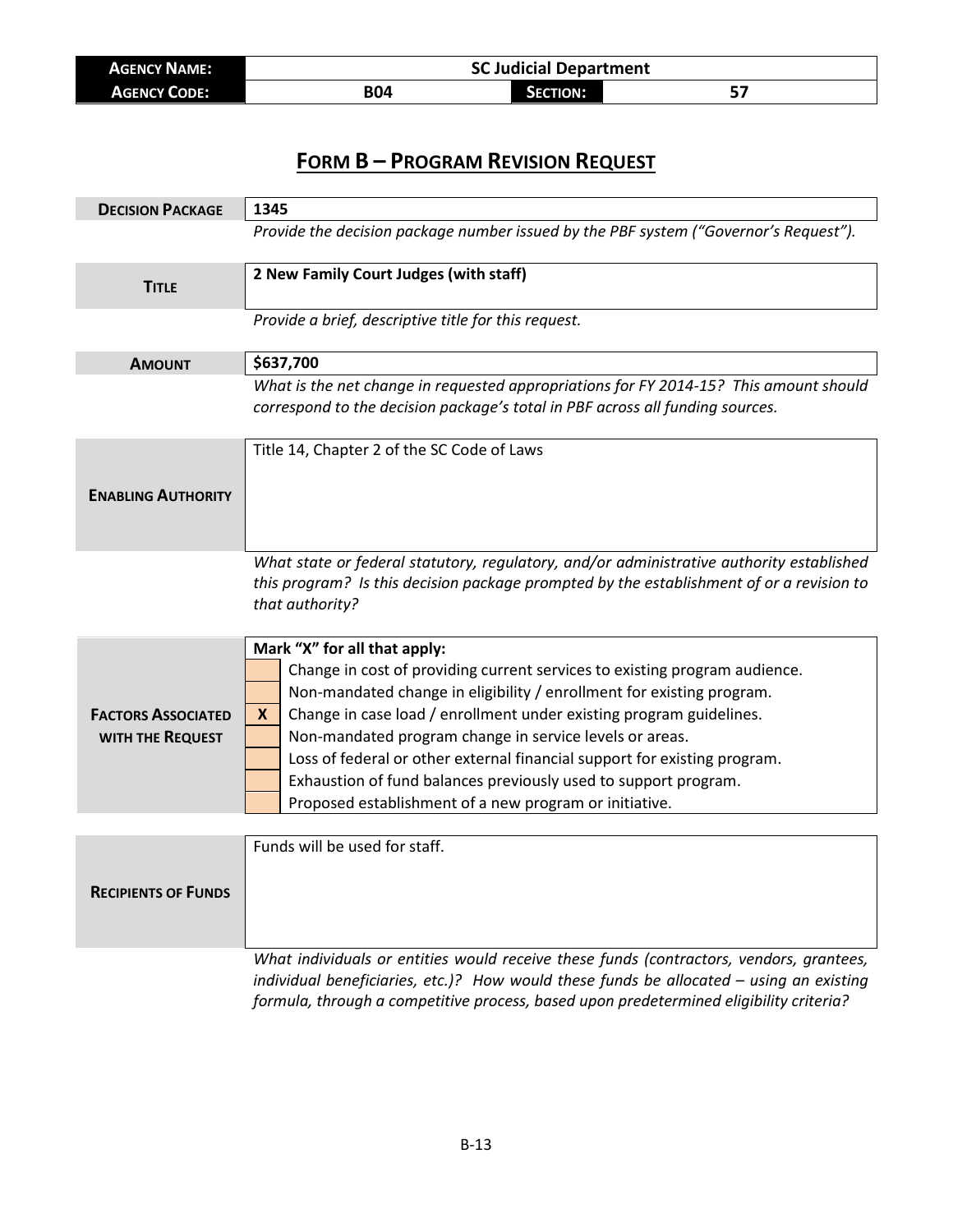| **AGENCY NAME:** | SC Judicial Department | | |
|---|---|---|---|
| **AGENCY CODE:** | B04 | **SECTION:** | 57 |

# FORM B – PROGRAM REVISION REQUEST

| | |
|---|---|
| **DECISION PACKAGE** | **1345** |
| | *Provide the decision package number issued by the PBF system ("Governor's Request").* |
| **TITLE** | **2 New Family Court Judges (with staff)** |
| | *Provide a brief, descriptive title for this request.* |
| **AMOUNT** | **$637,700** |
| | *What is the net change in requested appropriations for FY 2014-15? This amount should correspond to the decision package's total in PBF across all funding sources.* |
| **ENABLING AUTHORITY** | Title 14, Chapter 2 of the SC Code of Laws |
| | *What state or federal statutory, regulatory, and/or administrative authority established this program? Is this decision package prompted by the establishment of or a revision to that authority?* |

**FACTORS ASSOCIATED WITH THE REQUEST**

**Mark "X" for all that apply:**

| | |
|---|---|
| | Change in cost of providing current services to existing program audience. |
| | Non-mandated change in eligibility / enrollment for existing program. |
| **X** | Change in case load / enrollment under existing program guidelines. |
| | Non-mandated program change in service levels or areas. |
| | Loss of federal or other external financial support for existing program. |
| | Exhaustion of fund balances previously used to support program. |
| | Proposed establishment of a new program or initiative. |

| | |
|---|---|
| **RECIPIENTS OF FUNDS** | Funds will be used for staff. |
| | *What individuals or entities would receive these funds (contractors, vendors, grantees, individual beneficiaries, etc.)? How would these funds be allocated – using an existing formula, through a competitive process, based upon predetermined eligibility criteria?* |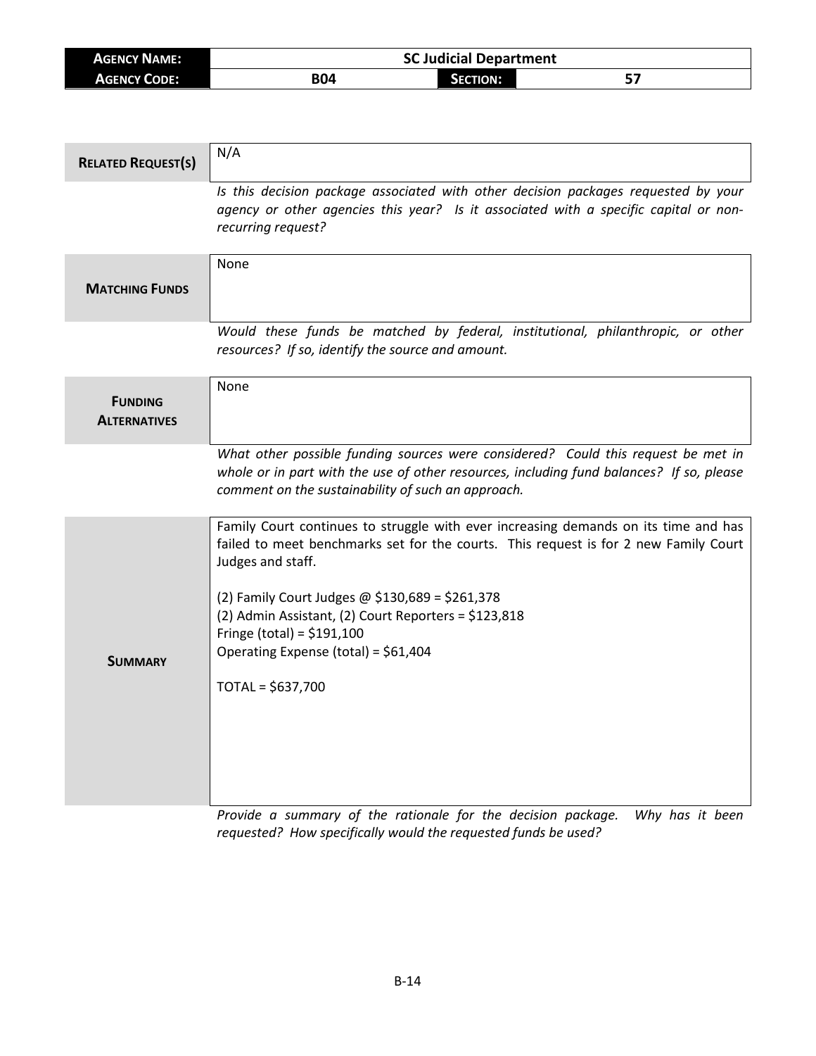| **AGENCY NAME:** | SC Judicial Department | | |
| --- | --- | --- | --- |
| **AGENCY CODE:** | B04 | **SECTION:** | 57 |

| | |
| --- | --- |
| **RELATED REQUEST(S)** | N/A |
| | *Is this decision package associated with other decision packages requested by your agency or other agencies this year? Is it associated with a specific capital or non-recurring request?* |
| **MATCHING FUNDS** | None |
| | *Would these funds be matched by federal, institutional, philanthropic, or other resources? If so, identify the source and amount.* |
| **FUNDING ALTERNATIVES** | None |
| | *What other possible funding sources were considered? Could this request be met in whole or in part with the use of other resources, including fund balances? If so, please comment on the sustainability of such an approach.* |
| **SUMMARY** | Family Court continues to struggle with ever increasing demands on its time and has failed to meet benchmarks set for the courts. This request is for 2 new Family Court Judges and staff.<br><br>(2) Family Court Judges @ $130,689 = $261,378<br>(2) Admin Assistant, (2) Court Reporters = $123,818<br>Fringe (total) = $191,100<br>Operating Expense (total) = $61,404<br><br>TOTAL = $637,700 |
| | *Provide a summary of the rationale for the decision package. Why has it been requested? How specifically would the requested funds be used?* |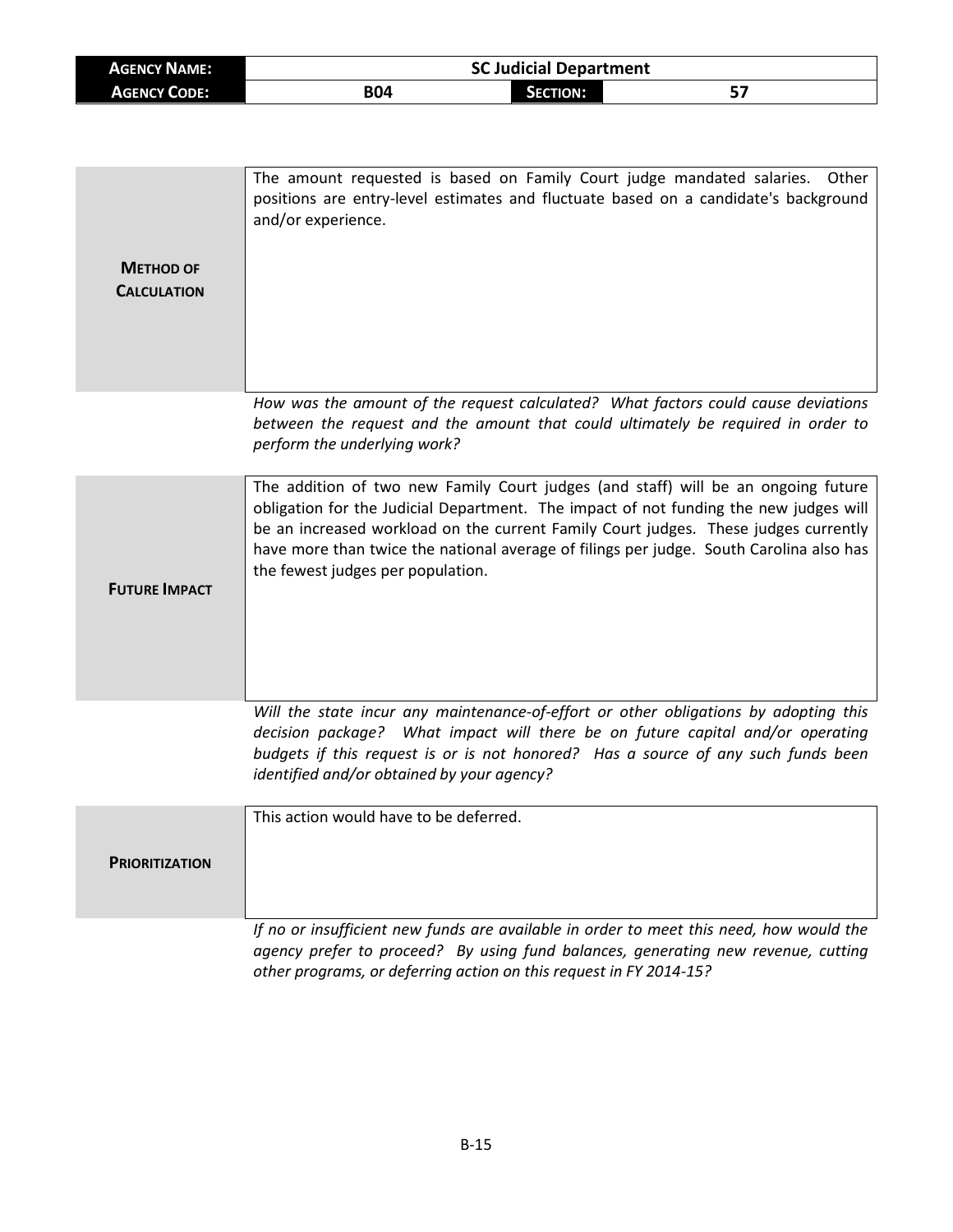| **AGENCY NAME:** | SC Judicial Department | | |
|---|---|---|---|
| **AGENCY CODE:** | B04 | **SECTION:** | 57 |

| | |
|---|---|
| **METHOD OF CALCULATION** | The amount requested is based on Family Court judge mandated salaries. Other positions are entry-level estimates and fluctuate based on a candidate's background and/or experience. |

*How was the amount of the request calculated? What factors could cause deviations between the request and the amount that could ultimately be required in order to perform the underlying work?*

| | |
|---|---|
| **FUTURE IMPACT** | The addition of two new Family Court judges (and staff) will be an ongoing future obligation for the Judicial Department. The impact of not funding the new judges will be an increased workload on the current Family Court judges. These judges currently have more than twice the national average of filings per judge. South Carolina also has the fewest judges per population. |

*Will the state incur any maintenance-of-effort or other obligations by adopting this decision package? What impact will there be on future capital and/or operating budgets if this request is or is not honored? Has a source of any such funds been identified and/or obtained by your agency?*

| | |
|---|---|
| **PRIORITIZATION** | This action would have to be deferred. |

*If no or insufficient new funds are available in order to meet this need, how would the agency prefer to proceed? By using fund balances, generating new revenue, cutting other programs, or deferring action on this request in FY 2014-15?*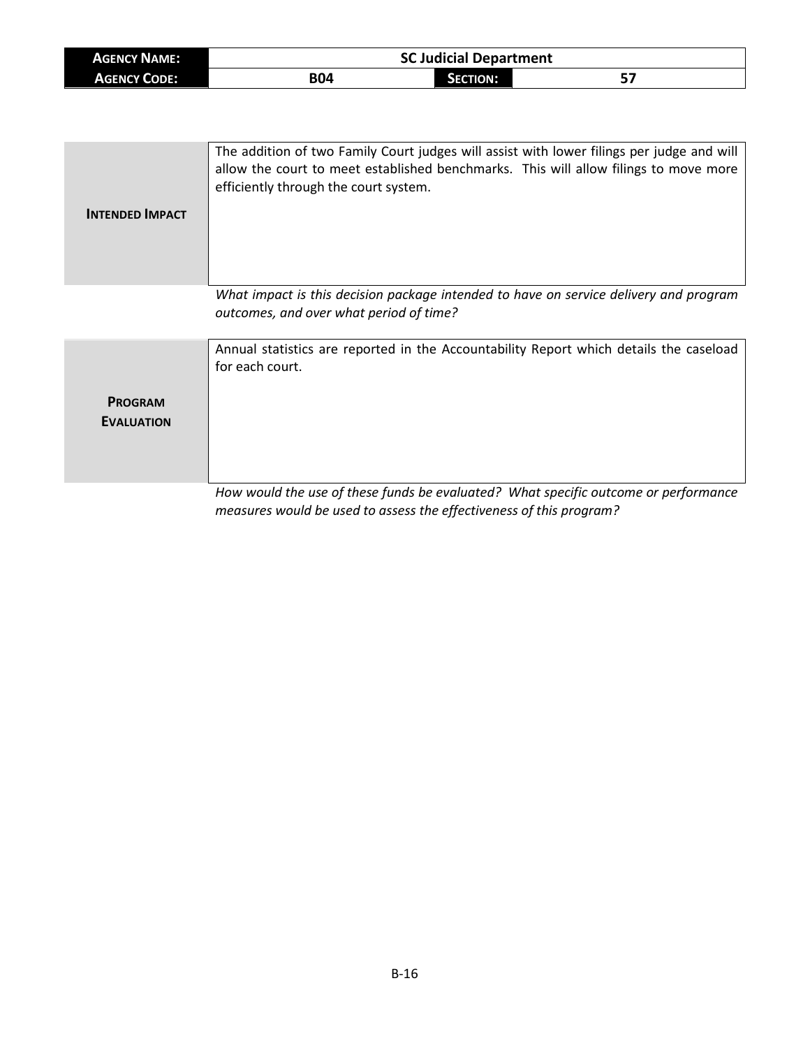| **AGENCY NAME:** | SC Judicial Department | | |
|---|---|---|---|
| **AGENCY CODE:** | B04 | **SECTION:** | 57 |

| | |
|---|---|
| **INTENDED IMPACT** | The addition of two Family Court judges will assist with lower filings per judge and will allow the court to meet established benchmarks. This will allow filings to move more efficiently through the court system. |

*What impact is this decision package intended to have on service delivery and program outcomes, and over what period of time?*

| | |
|---|---|
| **PROGRAM EVALUATION** | Annual statistics are reported in the Accountability Report which details the caseload for each court. |

*How would the use of these funds be evaluated? What specific outcome or performance measures would be used to assess the effectiveness of this program?*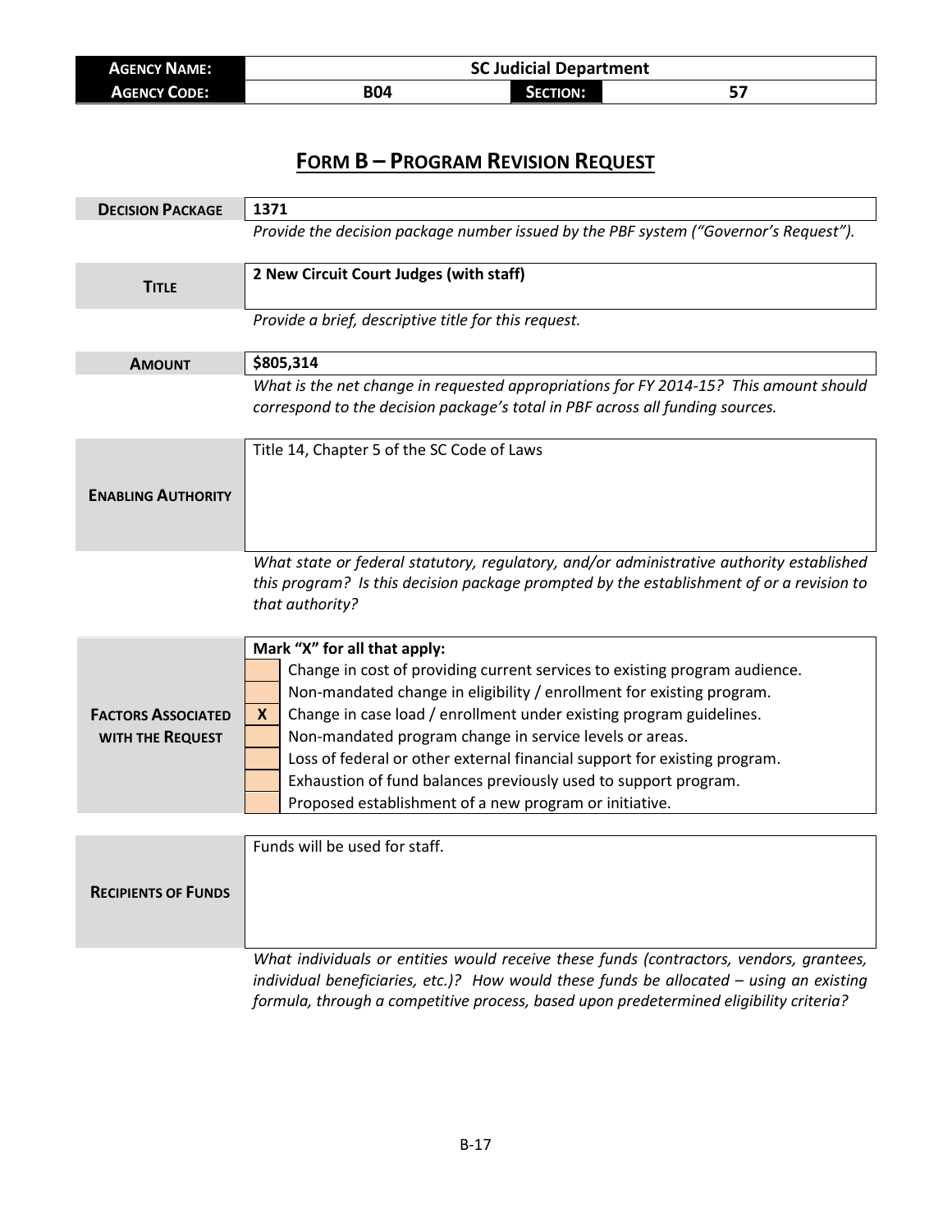| **AGENCY NAME:** | **SC Judicial Department** | | |
|---|---|---|---|
| **AGENCY CODE:** | **B04** | **SECTION:** | **57** |

# FORM B – PROGRAM REVISION REQUEST

| | |
|---|---|
| **DECISION PACKAGE** | **1371** |
| | *Provide the decision package number issued by the PBF system ("Governor's Request").* |
| **TITLE** | **2 New Circuit Court Judges (with staff)** |
| | *Provide a brief, descriptive title for this request.* |
| **AMOUNT** | **$805,314** |
| | *What is the net change in requested appropriations for FY 2014-15? This amount should correspond to the decision package's total in PBF across all funding sources.* |
| **ENABLING AUTHORITY** | Title 14, Chapter 5 of the SC Code of Laws |
| | *What state or federal statutory, regulatory, and/or administrative authority established this program? Is this decision package prompted by the establishment of or a revision to that authority?* |

**FACTORS ASSOCIATED WITH THE REQUEST**

**Mark "X" for all that apply:**

| | |
|---|---|
| | Change in cost of providing current services to existing program audience. |
| | Non-mandated change in eligibility / enrollment for existing program. |
| **X** | Change in case load / enrollment under existing program guidelines. |
| | Non-mandated program change in service levels or areas. |
| | Loss of federal or other external financial support for existing program. |
| | Exhaustion of fund balances previously used to support program. |
| | Proposed establishment of a new program or initiative. |

| | |
|---|---|
| **RECIPIENTS OF FUNDS** | Funds will be used for staff. |
| | *What individuals or entities would receive these funds (contractors, vendors, grantees, individual beneficiaries, etc.)? How would these funds be allocated – using an existing formula, through a competitive process, based upon predetermined eligibility criteria?* |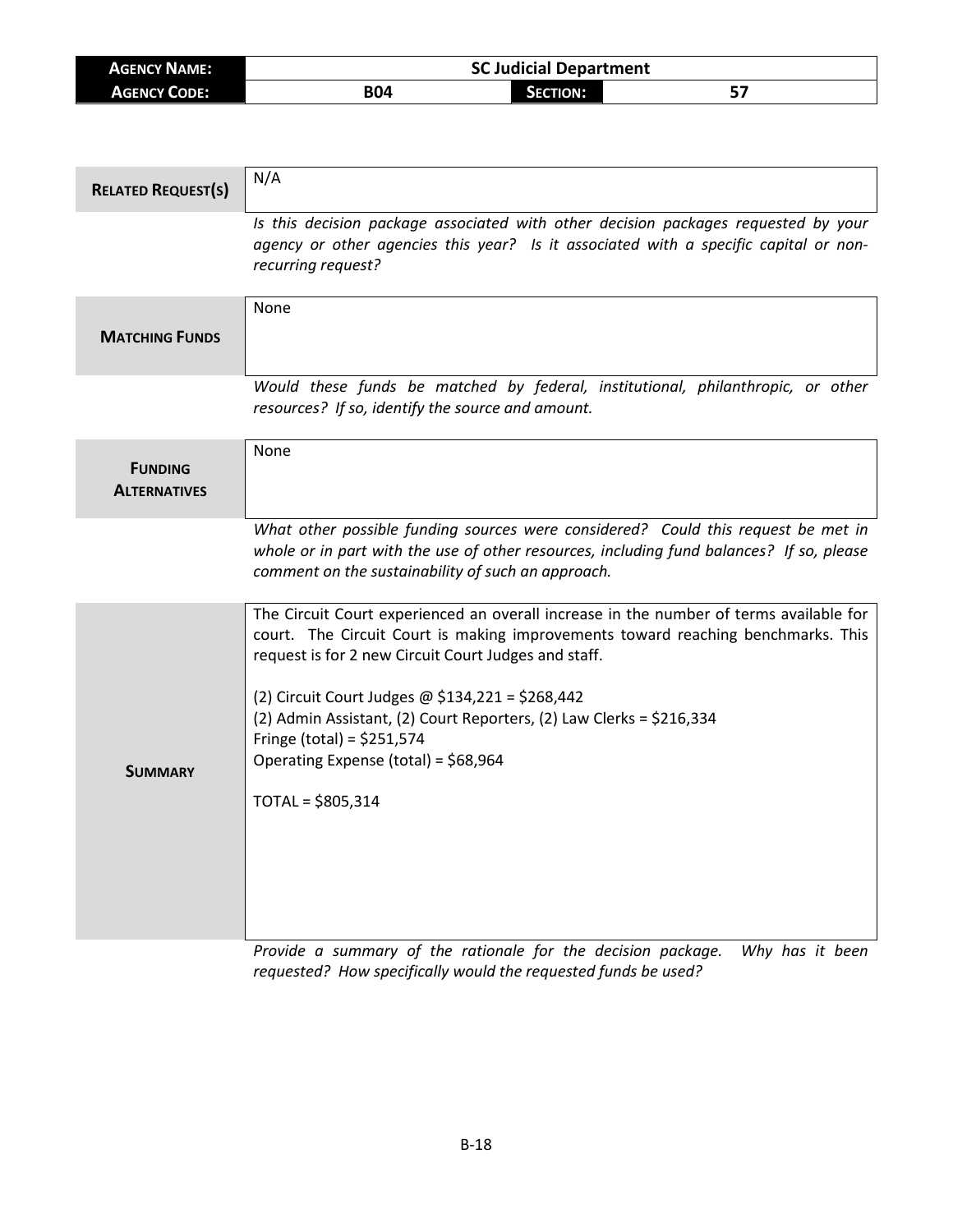| **Agency Name:** | SC Judicial Department | | |
|---|---|---|---|
| **Agency Code:** | B04 | **Section:** | 57 |

| | |
|---|---|
| **Related Request(s)** | N/A |
| | *Is this decision package associated with other decision packages requested by your agency or other agencies this year? Is it associated with a specific capital or non-recurring request?* |
| **Matching Funds** | None |
| | *Would these funds be matched by federal, institutional, philanthropic, or other resources? If so, identify the source and amount.* |
| **Funding Alternatives** | None |
| | *What other possible funding sources were considered? Could this request be met in whole or in part with the use of other resources, including fund balances? If so, please comment on the sustainability of such an approach.* |
| **Summary** | The Circuit Court experienced an overall increase in the number of terms available for court. The Circuit Court is making improvements toward reaching benchmarks. This request is for 2 new Circuit Court Judges and staff.<br><br>(2) Circuit Court Judges @ $134,221 = $268,442<br>(2) Admin Assistant, (2) Court Reporters, (2) Law Clerks = $216,334<br>Fringe (total) = $251,574<br>Operating Expense (total) = $68,964<br><br>TOTAL = $805,314 |
| | *Provide a summary of the rationale for the decision package. Why has it been requested? How specifically would the requested funds be used?* |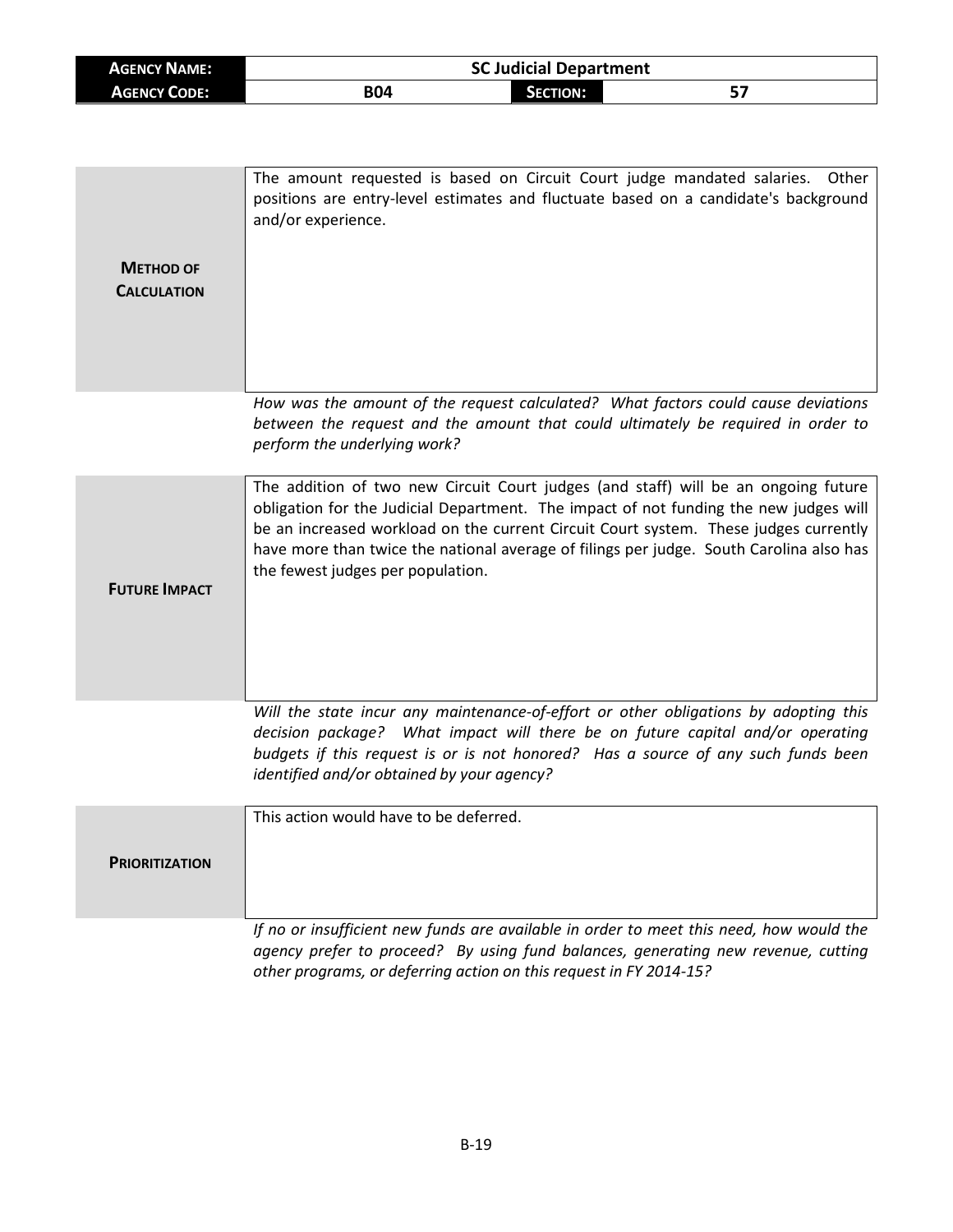| AGENCY NAME: | SC Judicial Department | | |
|---|---|---|---|
| AGENCY CODE: | B04 | SECTION: | 57 |

| | |
|---|---|
| **METHOD OF CALCULATION** | The amount requested is based on Circuit Court judge mandated salaries. Other positions are entry-level estimates and fluctuate based on a candidate's background and/or experience. |

*How was the amount of the request calculated? What factors could cause deviations between the request and the amount that could ultimately be required in order to perform the underlying work?*

| | |
|---|---|
| **FUTURE IMPACT** | The addition of two new Circuit Court judges (and staff) will be an ongoing future obligation for the Judicial Department. The impact of not funding the new judges will be an increased workload on the current Circuit Court system. These judges currently have more than twice the national average of filings per judge. South Carolina also has the fewest judges per population. |

*Will the state incur any maintenance-of-effort or other obligations by adopting this decision package? What impact will there be on future capital and/or operating budgets if this request is or is not honored? Has a source of any such funds been identified and/or obtained by your agency?*

| | |
|---|---|
| **PRIORITIZATION** | This action would have to be deferred. |

*If no or insufficient new funds are available in order to meet this need, how would the agency prefer to proceed? By using fund balances, generating new revenue, cutting other programs, or deferring action on this request in FY 2014-15?*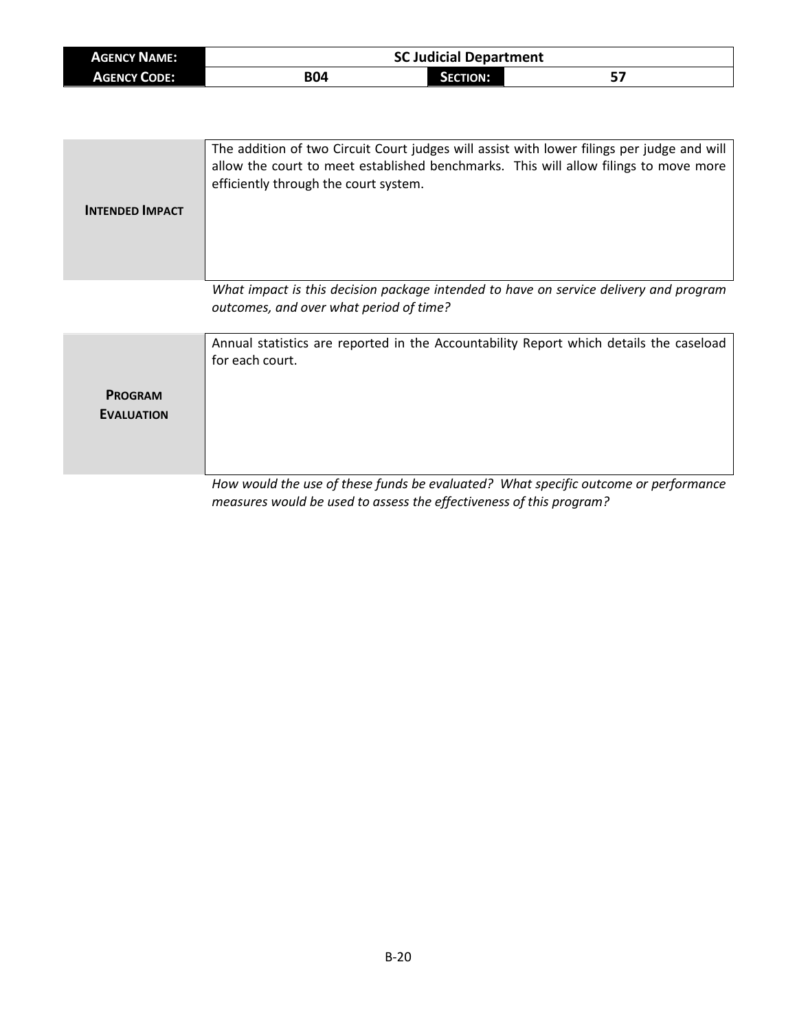| AGENCY NAME: | SC Judicial Department | | |
|---|---|---|---|
| AGENCY CODE: | B04 | SECTION: | 57 |

| | |
|---|---|
| **INTENDED IMPACT** | The addition of two Circuit Court judges will assist with lower filings per judge and will allow the court to meet established benchmarks. This will allow filings to move more efficiently through the court system. |

*What impact is this decision package intended to have on service delivery and program outcomes, and over what period of time?*

| | |
|---|---|
| **PROGRAM EVALUATION** | Annual statistics are reported in the Accountability Report which details the caseload for each court. |

*How would the use of these funds be evaluated? What specific outcome or performance measures would be used to assess the effectiveness of this program?*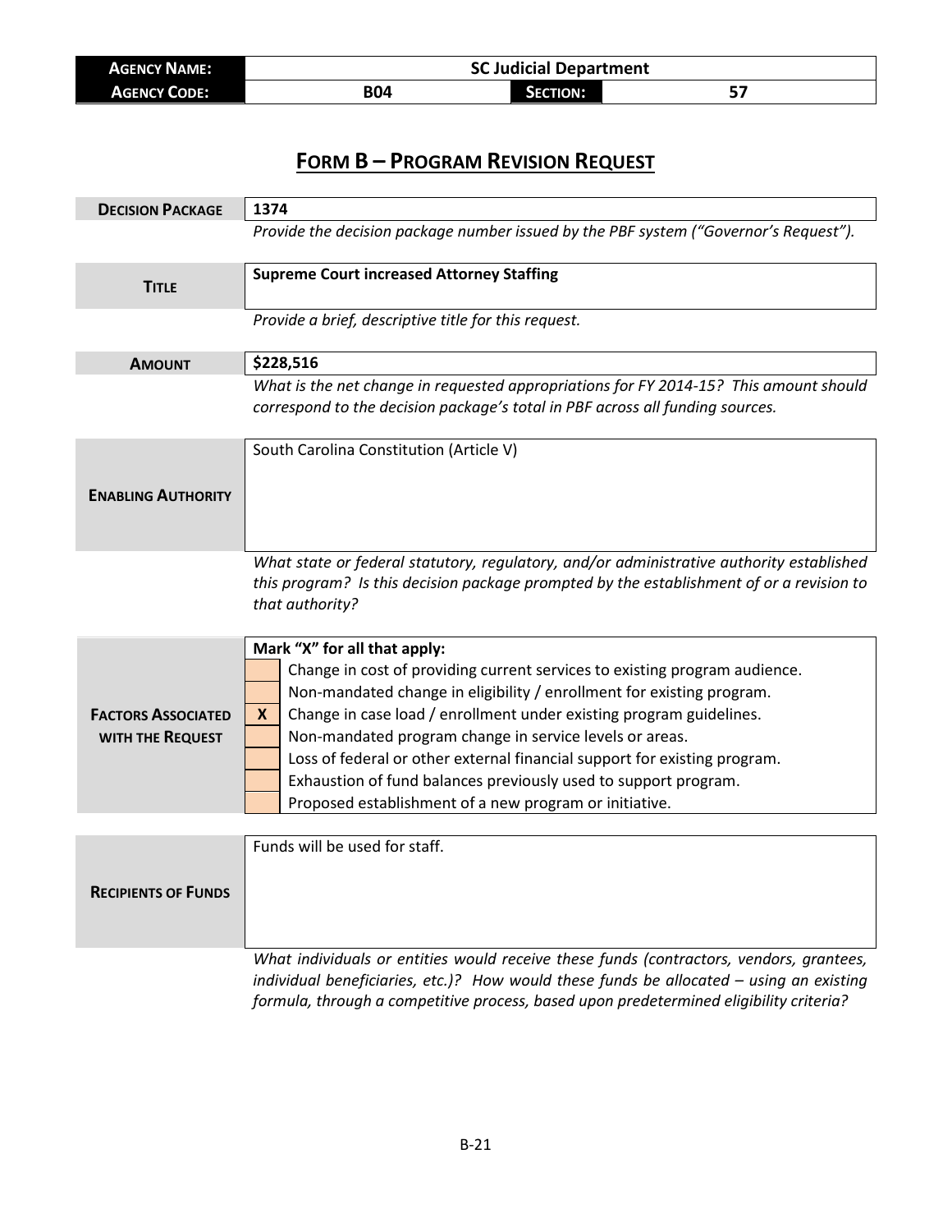| **Agency Name:** | **SC Judicial Department** | | |
|---|---|---|---|
| **Agency Code:** | **B04** | **Section:** | **57** |

## Form B – Program Revision Request

| | |
|---|---|
| **Decision Package** | **1374** |
| | *Provide the decision package number issued by the PBF system ("Governor's Request").* |
| **Title** | **Supreme Court increased Attorney Staffing** |
| | *Provide a brief, descriptive title for this request.* |
| **Amount** | **$228,516** |
| | *What is the net change in requested appropriations for FY 2014-15? This amount should correspond to the decision package's total in PBF across all funding sources.* |
| **Enabling Authority** | South Carolina Constitution (Article V) |
| | *What state or federal statutory, regulatory, and/or administrative authority established this program? Is this decision package prompted by the establishment of or a revision to that authority?* |

| **Factors Associated with the Request** | **Mark "X" for all that apply:** | |
|---|---|---|
| | | Change in cost of providing current services to existing program audience. |
| | | Non-mandated change in eligibility / enrollment for existing program. |
| | **X** | Change in case load / enrollment under existing program guidelines. |
| | | Non-mandated program change in service levels or areas. |
| | | Loss of federal or other external financial support for existing program. |
| | | Exhaustion of fund balances previously used to support program. |
| | | Proposed establishment of a new program or initiative. |

| | |
|---|---|
| **Recipients of Funds** | Funds will be used for staff. |
| | *What individuals or entities would receive these funds (contractors, vendors, grantees, individual beneficiaries, etc.)? How would these funds be allocated – using an existing formula, through a competitive process, based upon predetermined eligibility criteria?* |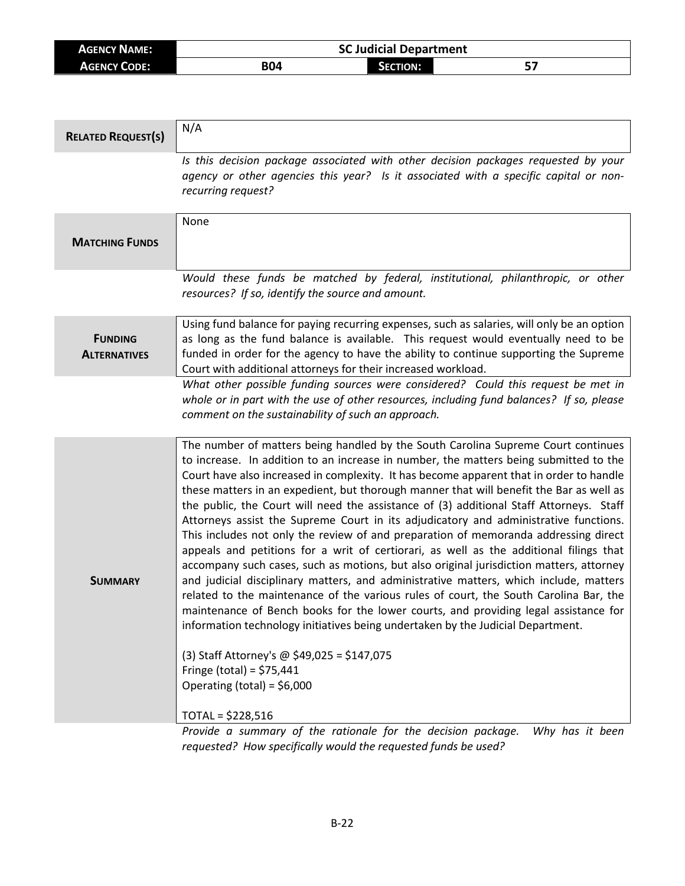| **AGENCY NAME:** | SC Judicial Department | | |
|---|---|---|---|
| **AGENCY CODE:** | B04 | **SECTION:** | 57 |

| | |
|---|---|
| **RELATED REQUEST(S)** | N/A |
| | *Is this decision package associated with other decision packages requested by your agency or other agencies this year? Is it associated with a specific capital or non-recurring request?* |
| **MATCHING FUNDS** | None |
| | *Would these funds be matched by federal, institutional, philanthropic, or other resources? If so, identify the source and amount.* |
| **FUNDING ALTERNATIVES** | Using fund balance for paying recurring expenses, such as salaries, will only be an option as long as the fund balance is available. This request would eventually need to be funded in order for the agency to have the ability to continue supporting the Supreme Court with additional attorneys for their increased workload. |
| | *What other possible funding sources were considered? Could this request be met in whole or in part with the use of other resources, including fund balances? If so, please comment on the sustainability of such an approach.* |
| **SUMMARY** | The number of matters being handled by the South Carolina Supreme Court continues to increase. In addition to an increase in number, the matters being submitted to the Court have also increased in complexity. It has become apparent that in order to handle these matters in an expedient, but thorough manner that will benefit the Bar as well as the public, the Court will need the assistance of (3) additional Staff Attorneys. Staff Attorneys assist the Supreme Court in its adjudicatory and administrative functions. This includes not only the review of and preparation of memoranda addressing direct appeals and petitions for a writ of certiorari, as well as the additional filings that accompany such cases, such as motions, but also original jurisdiction matters, attorney and judicial disciplinary matters, and administrative matters, which include, matters related to the maintenance of the various rules of court, the South Carolina Bar, the maintenance of Bench books for the lower courts, and providing legal assistance for information technology initiatives being undertaken by the Judicial Department.<br><br>(3) Staff Attorney's @ $49,025 = $147,075<br>Fringe (total) = $75,441<br>Operating (total) = $6,000<br><br>TOTAL = $228,516 |
| | *Provide a summary of the rationale for the decision package. Why has it been requested? How specifically would the requested funds be used?* |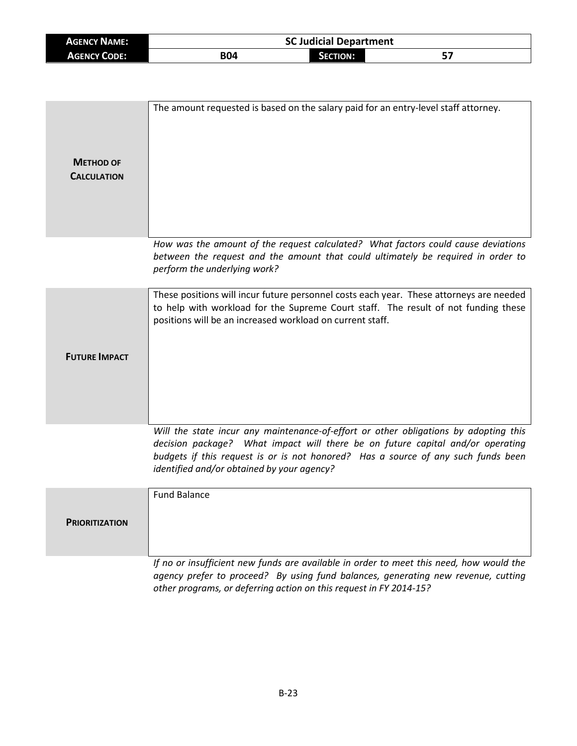| **Agency Name:** | SC Judicial Department | | |
|---|---|---|---|
| **Agency Code:** | B04 | **Section:** | 57 |

| | |
|---|---|
| **Method of Calculation** | The amount requested is based on the salary paid for an entry-level staff attorney. |

*How was the amount of the request calculated? What factors could cause deviations between the request and the amount that could ultimately be required in order to perform the underlying work?*

| | |
|---|---|
| **Future Impact** | These positions will incur future personnel costs each year. These attorneys are needed to help with workload for the Supreme Court staff. The result of not funding these positions will be an increased workload on current staff. |

*Will the state incur any maintenance-of-effort or other obligations by adopting this decision package? What impact will there be on future capital and/or operating budgets if this request is or is not honored? Has a source of any such funds been identified and/or obtained by your agency?*

| | |
|---|---|
| **Prioritization** | Fund Balance |

*If no or insufficient new funds are available in order to meet this need, how would the agency prefer to proceed? By using fund balances, generating new revenue, cutting other programs, or deferring action on this request in FY 2014-15?*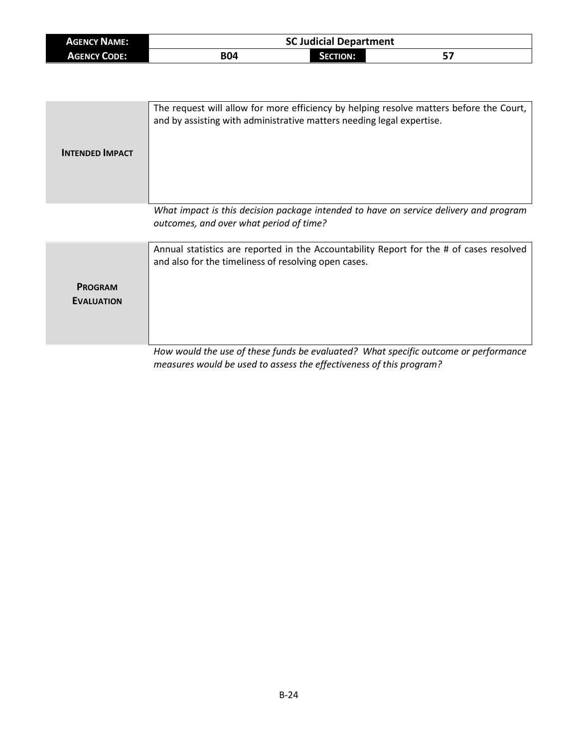| **AGENCY NAME:** | SC Judicial Department | | |
|---|---|---|---|
| **AGENCY CODE:** | B04 | **SECTION:** | 57 |

| | |
|---|---|
| **INTENDED IMPACT** | The request will allow for more efficiency by helping resolve matters before the Court, and by assisting with administrative matters needing legal expertise. |

*What impact is this decision package intended to have on service delivery and program outcomes, and over what period of time?*

| | |
|---|---|
| **PROGRAM EVALUATION** | Annual statistics are reported in the Accountability Report for the # of cases resolved and also for the timeliness of resolving open cases. |

*How would the use of these funds be evaluated? What specific outcome or performance measures would be used to assess the effectiveness of this program?*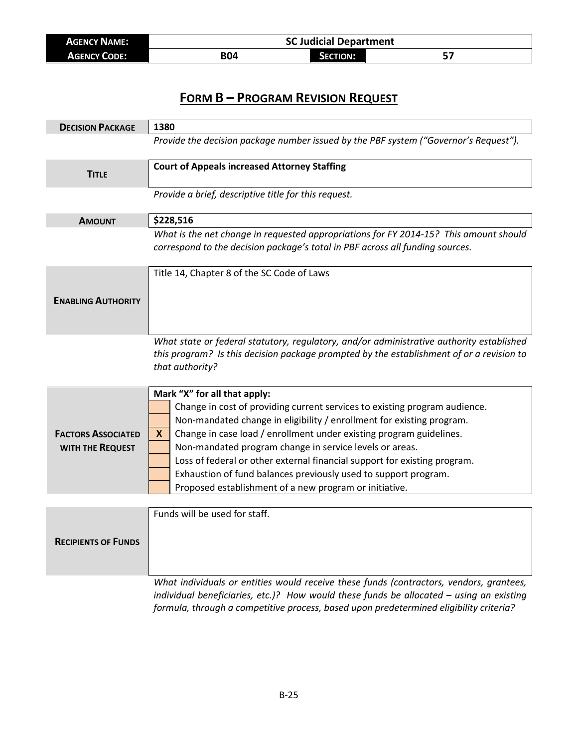| **Agency Name:** | SC Judicial Department | | |
|---|---|---|---|
| **Agency Code:** | B04 | **Section:** | 57 |

# Form B – Program Revision Request

| | |
|---|---|
| **Decision Package** | **1380** |
| | *Provide the decision package number issued by the PBF system ("Governor's Request").* |
| **Title** | **Court of Appeals increased Attorney Staffing** |
| | *Provide a brief, descriptive title for this request.* |
| **Amount** | **$228,516** |
| | *What is the net change in requested appropriations for FY 2014-15? This amount should correspond to the decision package's total in PBF across all funding sources.* |
| **Enabling Authority** | Title 14, Chapter 8 of the SC Code of Laws |
| | *What state or federal statutory, regulatory, and/or administrative authority established this program? Is this decision package prompted by the establishment of or a revision to that authority?* |

**Factors Associated with the Request**

**Mark "X" for all that apply:**

| | |
|---|---|
| | Change in cost of providing current services to existing program audience. |
| | Non-mandated change in eligibility / enrollment for existing program. |
| **X** | Change in case load / enrollment under existing program guidelines. |
| | Non-mandated program change in service levels or areas. |
| | Loss of federal or other external financial support for existing program. |
| | Exhaustion of fund balances previously used to support program. |
| | Proposed establishment of a new program or initiative. |

| | |
|---|---|
| **Recipients of Funds** | Funds will be used for staff. |
| | *What individuals or entities would receive these funds (contractors, vendors, grantees, individual beneficiaries, etc.)? How would these funds be allocated – using an existing formula, through a competitive process, based upon predetermined eligibility criteria?* |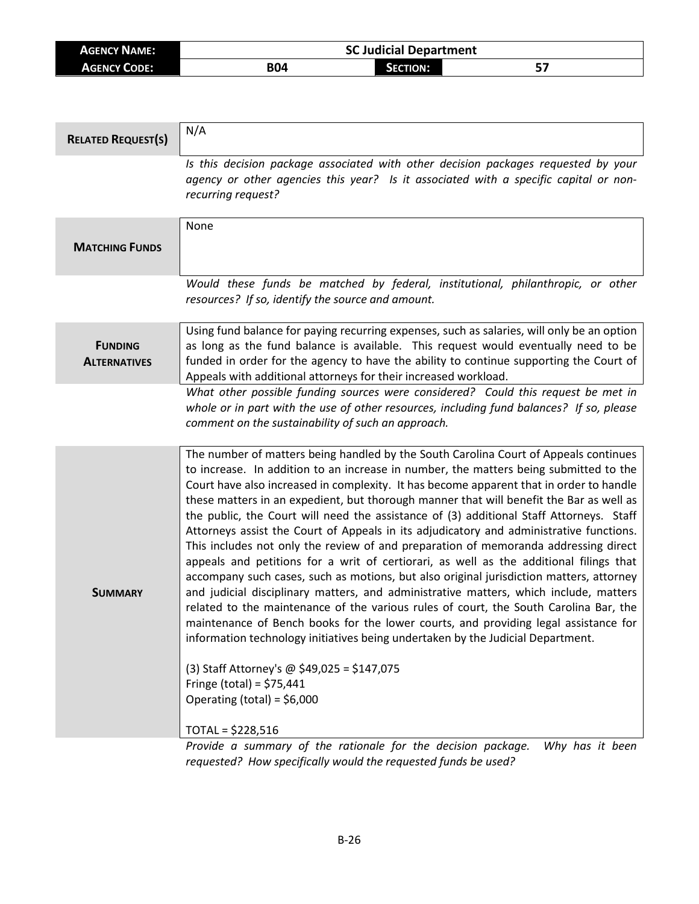| **Agency Name:** | SC Judicial Department | | |
|---|---|---|---|
| **Agency Code:** | B04 | **Section:** | 57 |

| | |
|---|---|
| **Related Request(s)** | N/A |
| | *Is this decision package associated with other decision packages requested by your agency or other agencies this year? Is it associated with a specific capital or non-recurring request?* |
| **Matching Funds** | None |
| | *Would these funds be matched by federal, institutional, philanthropic, or other resources? If so, identify the source and amount.* |
| **Funding Alternatives** | Using fund balance for paying recurring expenses, such as salaries, will only be an option as long as the fund balance is available. This request would eventually need to be funded in order for the agency to have the ability to continue supporting the Court of Appeals with additional attorneys for their increased workload. |
| | *What other possible funding sources were considered? Could this request be met in whole or in part with the use of other resources, including fund balances? If so, please comment on the sustainability of such an approach.* |
| **Summary** | The number of matters being handled by the South Carolina Court of Appeals continues to increase. In addition to an increase in number, the matters being submitted to the Court have also increased in complexity. It has become apparent that in order to handle these matters in an expedient, but thorough manner that will benefit the Bar as well as the public, the Court will need the assistance of (3) additional Staff Attorneys. Staff Attorneys assist the Court of Appeals in its adjudicatory and administrative functions. This includes not only the review of and preparation of memoranda addressing direct appeals and petitions for a writ of certiorari, as well as the additional filings that accompany such cases, such as motions, but also original jurisdiction matters, attorney and judicial disciplinary matters, and administrative matters, which include, matters related to the maintenance of the various rules of court, the South Carolina Bar, the maintenance of Bench books for the lower courts, and providing legal assistance for information technology initiatives being undertaken by the Judicial Department.<br><br>(3) Staff Attorney's @ $49,025 = $147,075<br>Fringe (total) = $75,441<br>Operating (total) = $6,000<br><br>TOTAL = $228,516 |
| | *Provide a summary of the rationale for the decision package. Why has it been requested? How specifically would the requested funds be used?* |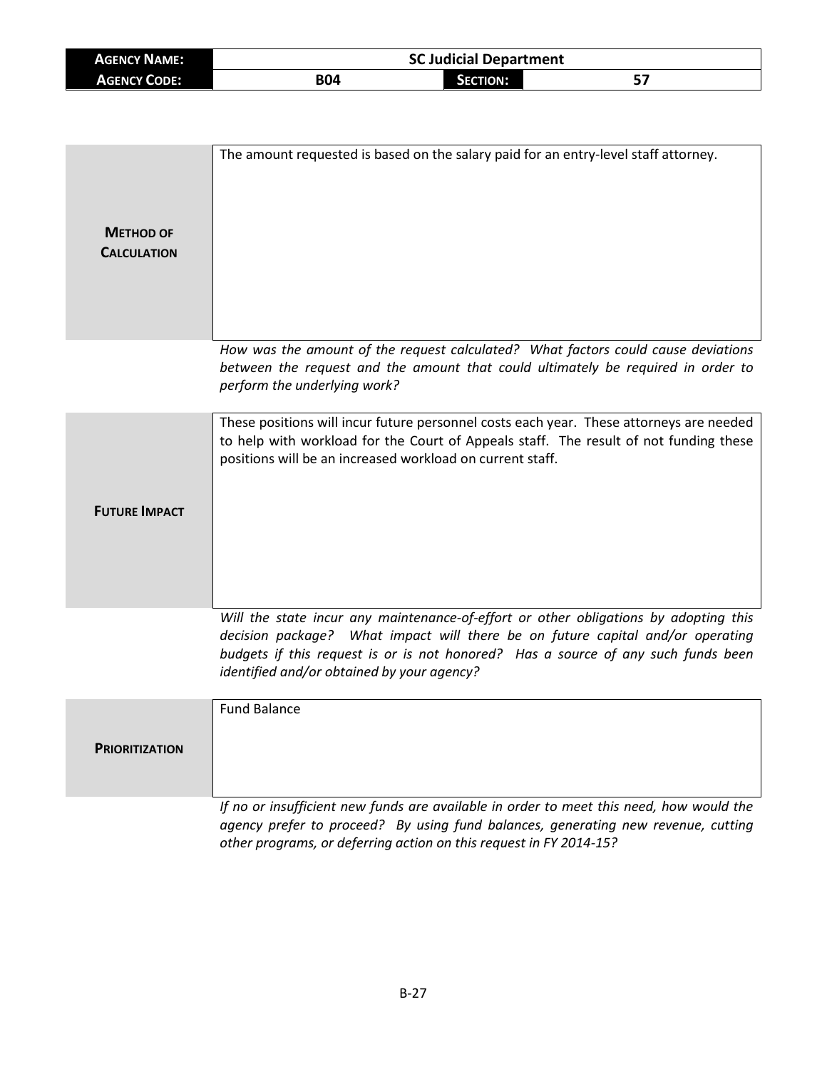| **Agency Name:** | SC Judicial Department | | |
|---|---|---|---|
| **Agency Code:** | B04 | **Section:** | 57 |

| | |
|---|---|
| **Method of Calculation** | The amount requested is based on the salary paid for an entry-level staff attorney. |
| | *How was the amount of the request calculated? What factors could cause deviations between the request and the amount that could ultimately be required in order to perform the underlying work?* |
| **Future Impact** | These positions will incur future personnel costs each year. These attorneys are needed to help with workload for the Court of Appeals staff. The result of not funding these positions will be an increased workload on current staff. |
| | *Will the state incur any maintenance-of-effort or other obligations by adopting this decision package? What impact will there be on future capital and/or operating budgets if this request is or is not honored? Has a source of any such funds been identified and/or obtained by your agency?* |
| **Prioritization** | Fund Balance |
| | *If no or insufficient new funds are available in order to meet this need, how would the agency prefer to proceed? By using fund balances, generating new revenue, cutting other programs, or deferring action on this request in FY 2014-15?* |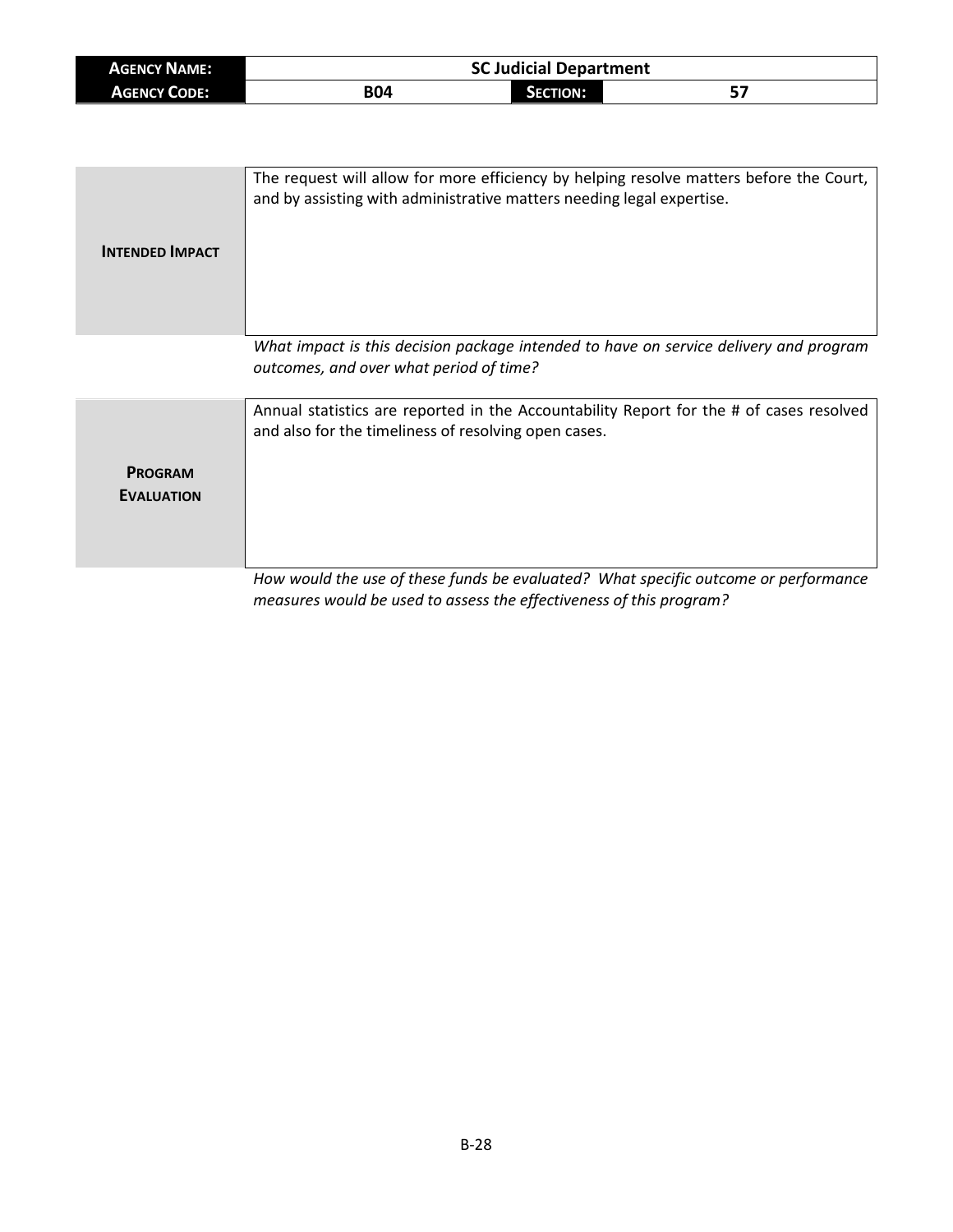| **AGENCY NAME:** | **SC Judicial Department** | | |
|---|---|---|---|
| **AGENCY CODE:** | **B04** | **SECTION:** | **57** |

| | |
|---|---|
| **INTENDED IMPACT** | The request will allow for more efficiency by helping resolve matters before the Court, and by assisting with administrative matters needing legal expertise. |

*What impact is this decision package intended to have on service delivery and program outcomes, and over what period of time?*

| | |
|---|---|
| **PROGRAM EVALUATION** | Annual statistics are reported in the Accountability Report for the # of cases resolved and also for the timeliness of resolving open cases. |

*How would the use of these funds be evaluated? What specific outcome or performance measures would be used to assess the effectiveness of this program?*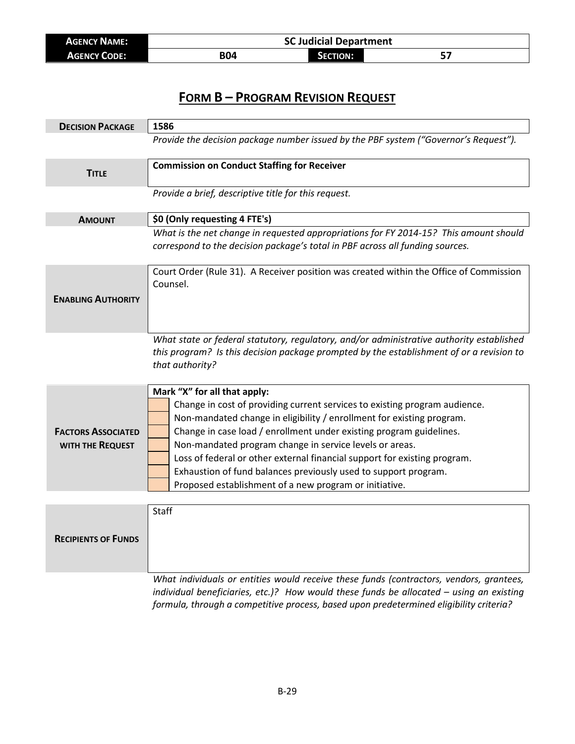| **Agency Name:** | SC Judicial Department | | |
| --- | --- | --- | --- |
| **Agency Code:** | B04 | **Section:** | 57 |

# Form B – Program Revision Request

| | |
| --- | --- |
| **Decision Package** | **1586** |
| | *Provide the decision package number issued by the PBF system ("Governor's Request").* |
| **Title** | **Commission on Conduct Staffing for Receiver** |
| | *Provide a brief, descriptive title for this request.* |
| **Amount** | **$0 (Only requesting 4 FTE's)** |
| | *What is the net change in requested appropriations for FY 2014-15? This amount should correspond to the decision package's total in PBF across all funding sources.* |
| **Enabling Authority** | Court Order (Rule 31). A Receiver position was created within the Office of Commission Counsel. |
| | *What state or federal statutory, regulatory, and/or administrative authority established this program? Is this decision package prompted by the establishment of or a revision to that authority?* |

**Factors Associated with the Request**

**Mark "X" for all that apply:**

| | |
| --- | --- |
| | Change in cost of providing current services to existing program audience. |
| | Non-mandated change in eligibility / enrollment for existing program. |
| | Change in case load / enrollment under existing program guidelines. |
| | Non-mandated program change in service levels or areas. |
| | Loss of federal or other external financial support for existing program. |
| | Exhaustion of fund balances previously used to support program. |
| | Proposed establishment of a new program or initiative. |

| | |
| --- | --- |
| **Recipients of Funds** | Staff |
| | *What individuals or entities would receive these funds (contractors, vendors, grantees, individual beneficiaries, etc.)? How would these funds be allocated – using an existing formula, through a competitive process, based upon predetermined eligibility criteria?* |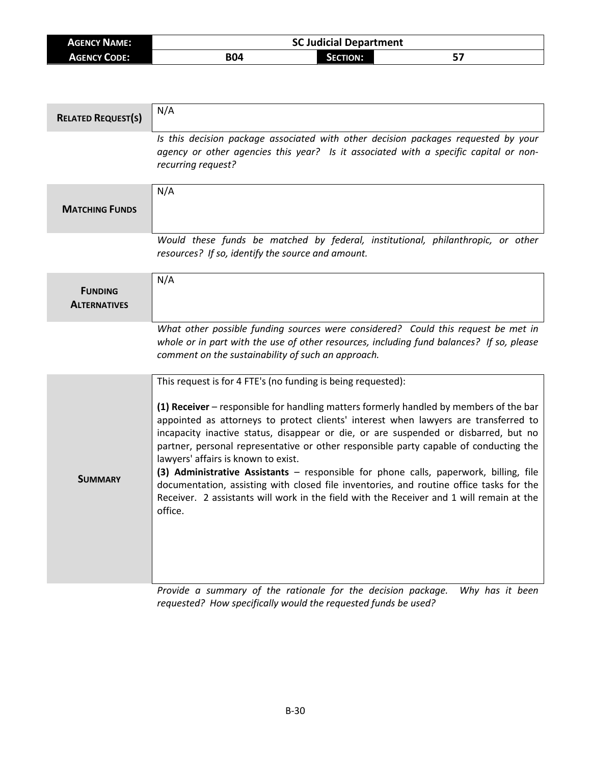| **AGENCY NAME:** | SC Judicial Department | | |
| --- | --- | --- | --- |
| **AGENCY CODE:** | B04 | **SECTION:** | 57 |

| | |
| --- | --- |
| **RELATED REQUEST(S)** | N/A |
| | *Is this decision package associated with other decision packages requested by your agency or other agencies this year? Is it associated with a specific capital or non-recurring request?* |
| **MATCHING FUNDS** | N/A |
| | *Would these funds be matched by federal, institutional, philanthropic, or other resources? If so, identify the source and amount.* |
| **FUNDING ALTERNATIVES** | N/A |
| | *What other possible funding sources were considered? Could this request be met in whole or in part with the use of other resources, including fund balances? If so, please comment on the sustainability of such an approach.* |
| **SUMMARY** | This request is for 4 FTE's (no funding is being requested):<br><br>**(1) Receiver** – responsible for handling matters formerly handled by members of the bar appointed as attorneys to protect clients' interest when lawyers are transferred to incapacity inactive status, disappear or die, or are suspended or disbarred, but no partner, personal representative or other responsible party capable of conducting the lawyers' affairs is known to exist.<br>**(3) Administrative Assistants** – responsible for phone calls, paperwork, billing, file documentation, assisting with closed file inventories, and routine office tasks for the Receiver. 2 assistants will work in the field with the Receiver and 1 will remain at the office. |
| | *Provide a summary of the rationale for the decision package. Why has it been requested? How specifically would the requested funds be used?* |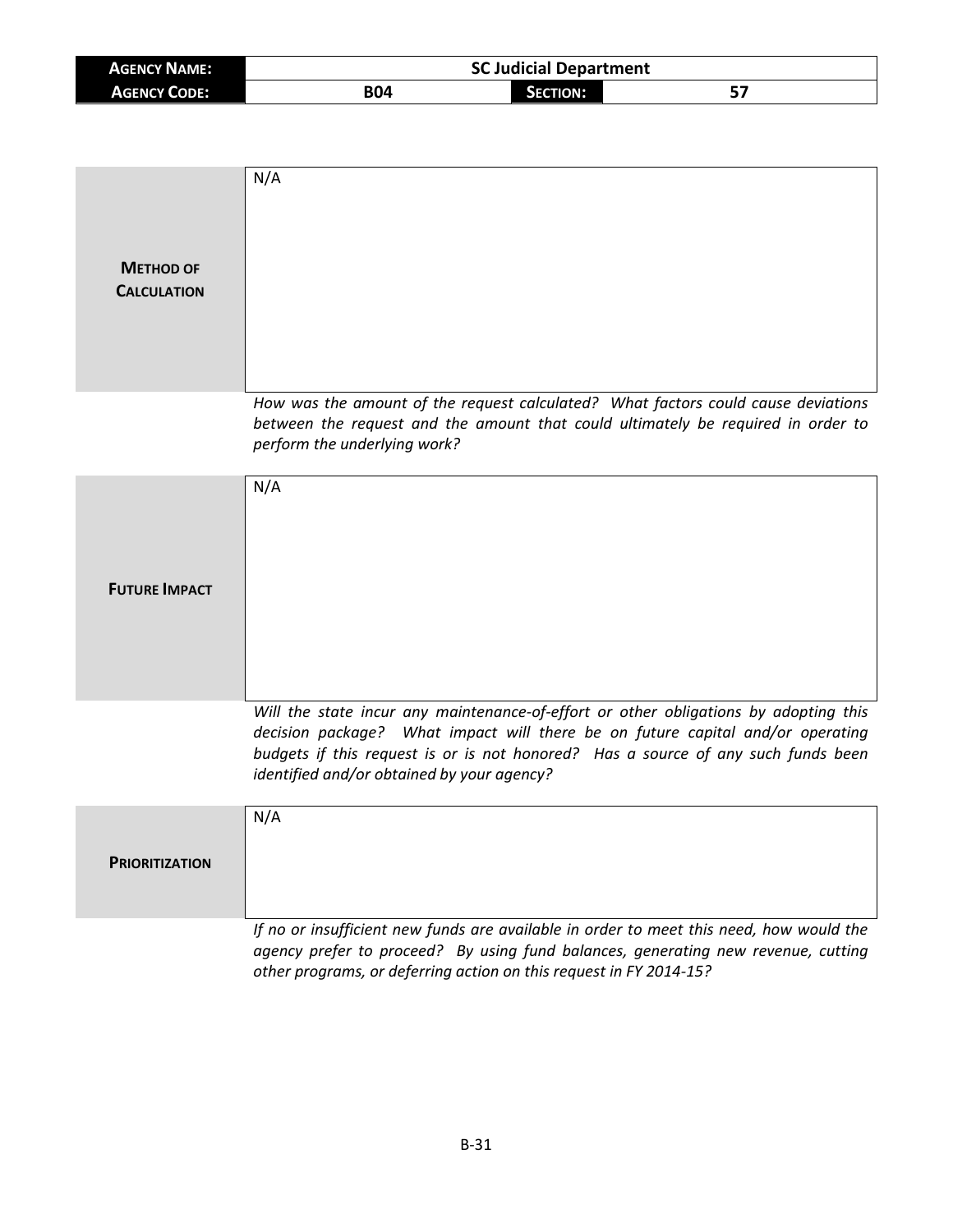| **AGENCY NAME:** | SC Judicial Department | | |
|---|---|---|---|
| **AGENCY CODE:** | B04 | **SECTION:** | 57 |

| **METHOD OF CALCULATION** | N/A |
|---|---|

*How was the amount of the request calculated? What factors could cause deviations between the request and the amount that could ultimately be required in order to perform the underlying work?*

| **FUTURE IMPACT** | N/A |
|---|---|

*Will the state incur any maintenance-of-effort or other obligations by adopting this decision package? What impact will there be on future capital and/or operating budgets if this request is or is not honored? Has a source of any such funds been identified and/or obtained by your agency?*

| **PRIORITIZATION** | N/A |
|---|---|

*If no or insufficient new funds are available in order to meet this need, how would the agency prefer to proceed? By using fund balances, generating new revenue, cutting other programs, or deferring action on this request in FY 2014-15?*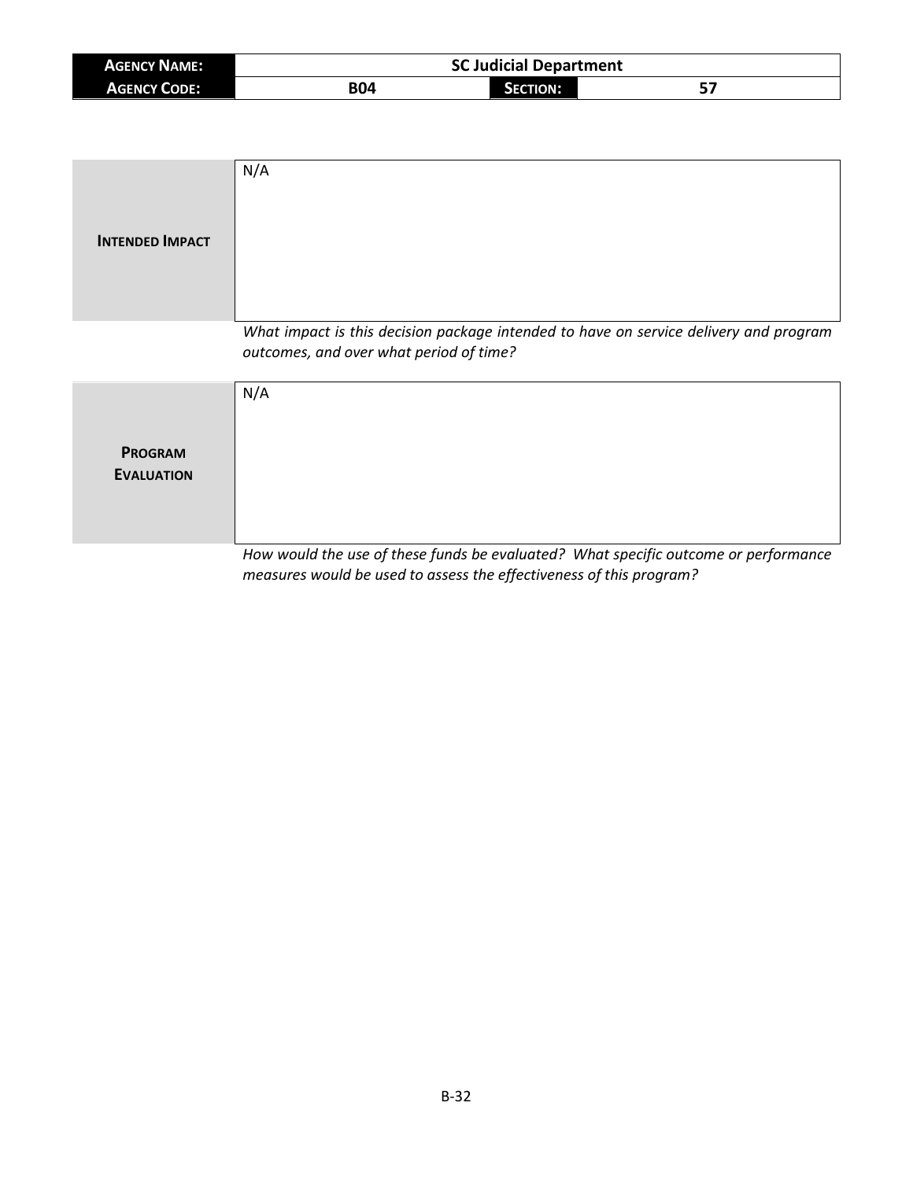| **AGENCY NAME:** | SC Judicial Department | | |
|---|---|---|---|
| **AGENCY CODE:** | B04 | **SECTION:** | 57 |

| **INTENDED IMPACT** | N/A |
|---|---|

*What impact is this decision package intended to have on service delivery and program outcomes, and over what period of time?*

| **PROGRAM EVALUATION** | N/A |
|---|---|

*How would the use of these funds be evaluated? What specific outcome or performance measures would be used to assess the effectiveness of this program?*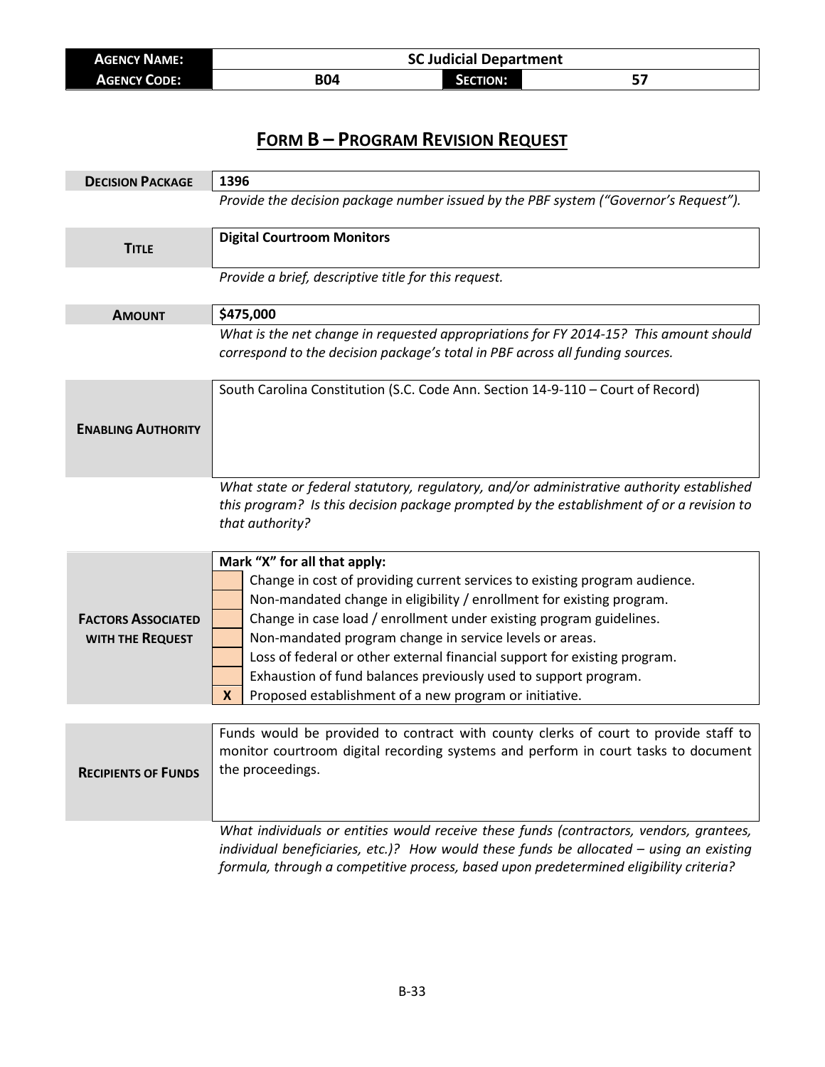| **AGENCY NAME:** | SC Judicial Department | | |
|---|---|---|---|
| **AGENCY CODE:** | B04 | **SECTION:** | 57 |

# FORM B – PROGRAM REVISION REQUEST

| | |
|---|---|
| **DECISION PACKAGE** | **1396** |
| | *Provide the decision package number issued by the PBF system ("Governor's Request").* |
| **TITLE** | **Digital Courtroom Monitors** |
| | *Provide a brief, descriptive title for this request.* |
| **AMOUNT** | **$475,000** |
| | *What is the net change in requested appropriations for FY 2014-15? This amount should correspond to the decision package's total in PBF across all funding sources.* |
| **ENABLING AUTHORITY** | South Carolina Constitution (S.C. Code Ann. Section 14-9-110 – Court of Record) |
| | *What state or federal statutory, regulatory, and/or administrative authority established this program? Is this decision package prompted by the establishment of or a revision to that authority?* |

| **FACTORS ASSOCIATED WITH THE REQUEST** | **Mark "X" for all that apply:** | |
|---|---|---|
| | | Change in cost of providing current services to existing program audience. |
| | | Non-mandated change in eligibility / enrollment for existing program. |
| | | Change in case load / enrollment under existing program guidelines. |
| | | Non-mandated program change in service levels or areas. |
| | | Loss of federal or other external financial support for existing program. |
| | | Exhaustion of fund balances previously used to support program. |
| | **X** | Proposed establishment of a new program or initiative. |

| | |
|---|---|
| **RECIPIENTS OF FUNDS** | Funds would be provided to contract with county clerks of court to provide staff to monitor courtroom digital recording systems and perform in court tasks to document the proceedings. |
| | *What individuals or entities would receive these funds (contractors, vendors, grantees, individual beneficiaries, etc.)? How would these funds be allocated – using an existing formula, through a competitive process, based upon predetermined eligibility criteria?* |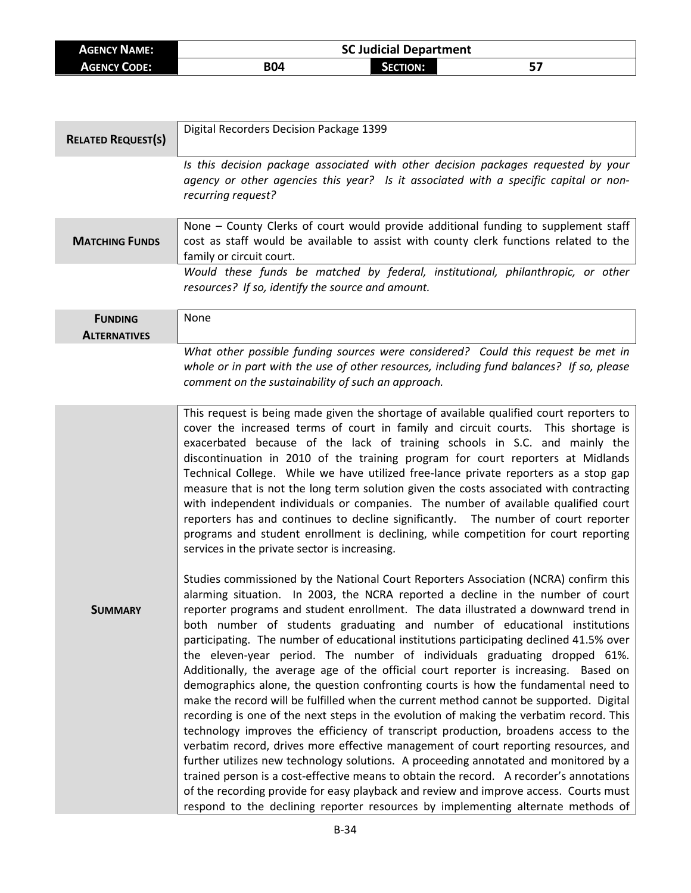| AGENCY NAME: | SC Judicial Department | | |
|---|---|---|---|
| AGENCY CODE: | B04 | SECTION: | 57 |

| | |
|---|---|
| **RELATED REQUEST(S)** | Digital Recorders Decision Package 1399 |
| | *Is this decision package associated with other decision packages requested by your agency or other agencies this year? Is it associated with a specific capital or non-recurring request?* |
| **MATCHING FUNDS** | None – County Clerks of court would provide additional funding to supplement staff cost as staff would be available to assist with county clerk functions related to the family or circuit court. |
| | *Would these funds be matched by federal, institutional, philanthropic, or other resources? If so, identify the source and amount.* |
| **FUNDING ALTERNATIVES** | None |
| | *What other possible funding sources were considered? Could this request be met in whole or in part with the use of other resources, including fund balances? If so, please comment on the sustainability of such an approach.* |
| **SUMMARY** | This request is being made given the shortage of available qualified court reporters to cover the increased terms of court in family and circuit courts. This shortage is exacerbated because of the lack of training schools in S.C. and mainly the discontinuation in 2010 of the training program for court reporters at Midlands Technical College. While we have utilized free-lance private reporters as a stop gap measure that is not the long term solution given the costs associated with contracting with independent individuals or companies. The number of available qualified court reporters has and continues to decline significantly. The number of court reporter programs and student enrollment is declining, while competition for court reporting services in the private sector is increasing.<br><br>Studies commissioned by the National Court Reporters Association (NCRA) confirm this alarming situation. In 2003, the NCRA reported a decline in the number of court reporter programs and student enrollment. The data illustrated a downward trend in both number of students graduating and number of educational institutions participating. The number of educational institutions participating declined 41.5% over the eleven-year period. The number of individuals graduating dropped 61%. Additionally, the average age of the official court reporter is increasing. Based on demographics alone, the question confronting courts is how the fundamental need to make the record will be fulfilled when the current method cannot be supported. Digital recording is one of the next steps in the evolution of making the verbatim record. This technology improves the efficiency of transcript production, broadens access to the verbatim record, drives more effective management of court reporting resources, and further utilizes new technology solutions. A proceeding annotated and monitored by a trained person is a cost-effective means to obtain the record. A recorder's annotations of the recording provide for easy playback and review and improve access. Courts must respond to the declining reporter resources by implementing alternate methods of |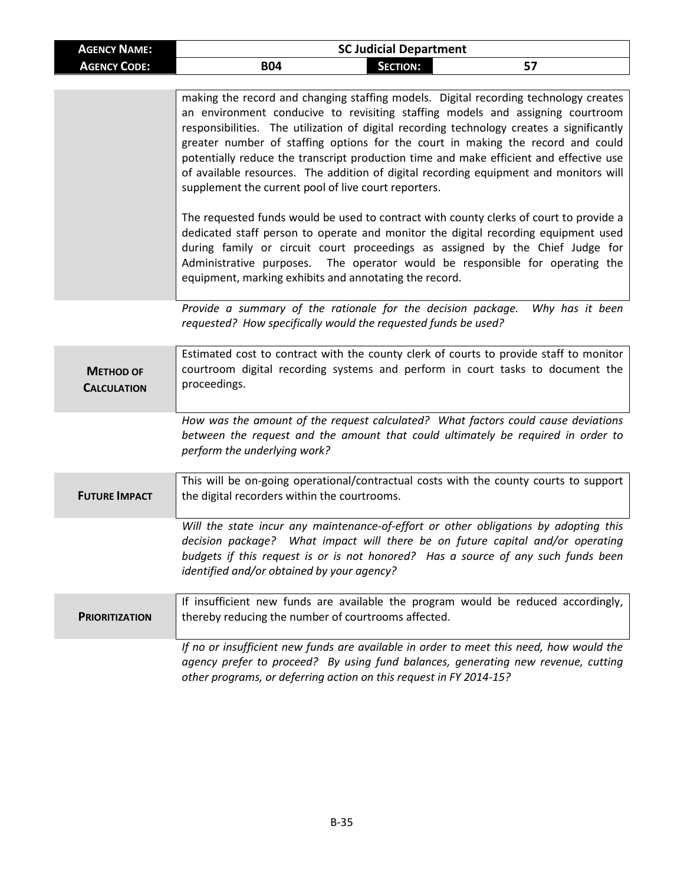| **AGENCY NAME:** | **SC Judicial Department** | | |
|---|---|---|---|
| **AGENCY CODE:** | **B04** | **SECTION:** | **57** |

| | |
|---|---|
| | making the record and changing staffing models. Digital recording technology creates an environment conducive to revisiting staffing models and assigning courtroom responsibilities. The utilization of digital recording technology creates a significantly greater number of staffing options for the court in making the record and could potentially reduce the transcript production time and make efficient and effective use of available resources. The addition of digital recording equipment and monitors will supplement the current pool of live court reporters.<br><br>The requested funds would be used to contract with county clerks of court to provide a dedicated staff person to operate and monitor the digital recording equipment used during family or circuit court proceedings as assigned by the Chief Judge for Administrative purposes. The operator would be responsible for operating the equipment, marking exhibits and annotating the record. |
| | *Provide a summary of the rationale for the decision package. Why has it been requested? How specifically would the requested funds be used?* |
| **METHOD OF CALCULATION** | Estimated cost to contract with the county clerk of courts to provide staff to monitor courtroom digital recording systems and perform in court tasks to document the proceedings. |
| | *How was the amount of the request calculated? What factors could cause deviations between the request and the amount that could ultimately be required in order to perform the underlying work?* |
| **FUTURE IMPACT** | This will be on-going operational/contractual costs with the county courts to support the digital recorders within the courtrooms. |
| | *Will the state incur any maintenance-of-effort or other obligations by adopting this decision package? What impact will there be on future capital and/or operating budgets if this request is or is not honored? Has a source of any such funds been identified and/or obtained by your agency?* |
| **PRIORITIZATION** | If insufficient new funds are available the program would be reduced accordingly, thereby reducing the number of courtrooms affected. |
| | *If no or insufficient new funds are available in order to meet this need, how would the agency prefer to proceed? By using fund balances, generating new revenue, cutting other programs, or deferring action on this request in FY 2014-15?* |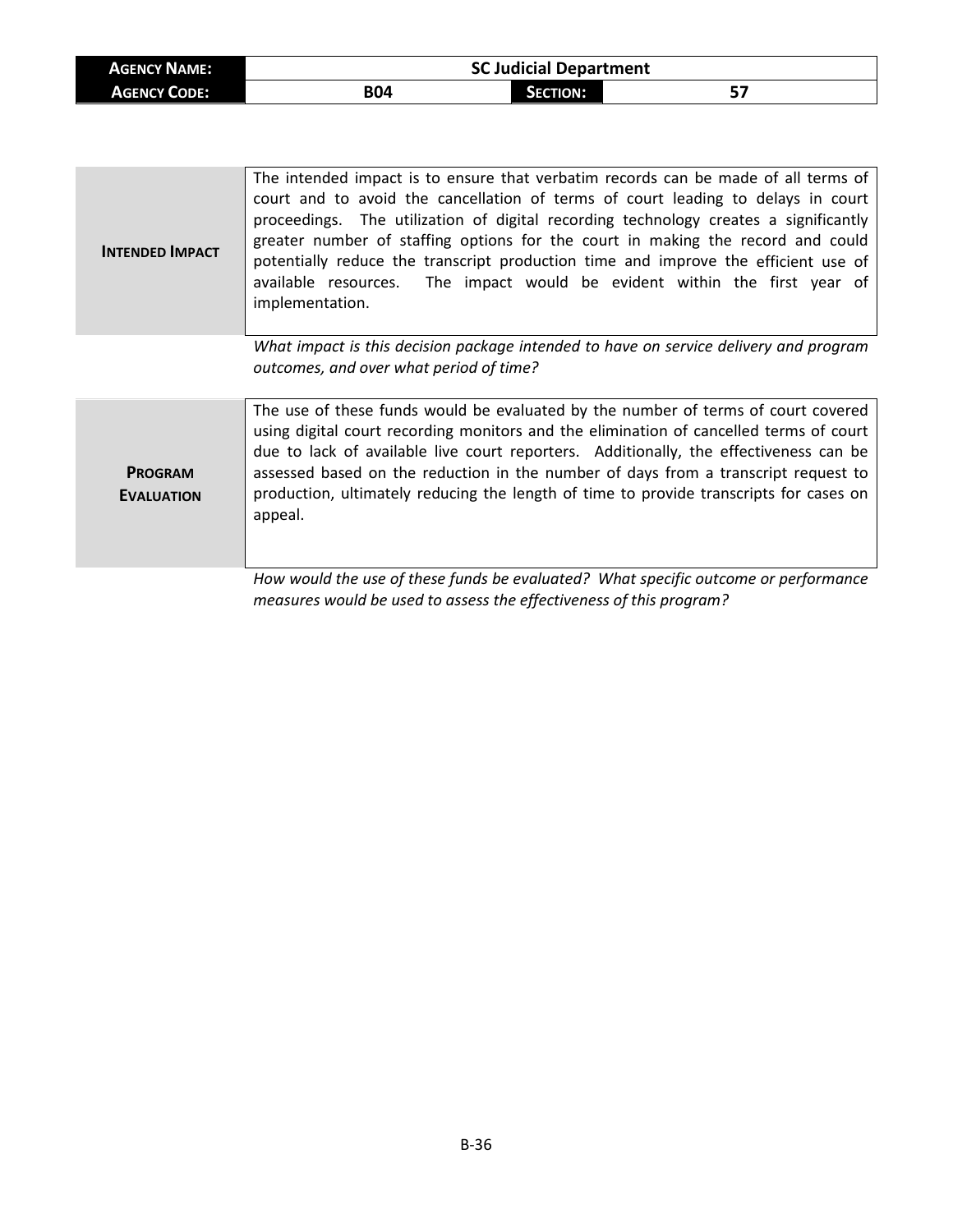| **Agency Name:** | SC Judicial Department | | |
|---|---|---|---|
| **Agency Code:** | B04 | **Section:** | 57 |

| | |
|---|---|
| **Intended Impact** | The intended impact is to ensure that verbatim records can be made of all terms of court and to avoid the cancellation of terms of court leading to delays in court proceedings. The utilization of digital recording technology creates a significantly greater number of staffing options for the court in making the record and could potentially reduce the transcript production time and improve the efficient use of available resources. The impact would be evident within the first year of implementation. |

*What impact is this decision package intended to have on service delivery and program outcomes, and over what period of time?*

| | |
|---|---|
| **Program Evaluation** | The use of these funds would be evaluated by the number of terms of court covered using digital court recording monitors and the elimination of cancelled terms of court due to lack of available live court reporters. Additionally, the effectiveness can be assessed based on the reduction in the number of days from a transcript request to production, ultimately reducing the length of time to provide transcripts for cases on appeal. |

*How would the use of these funds be evaluated? What specific outcome or performance measures would be used to assess the effectiveness of this program?*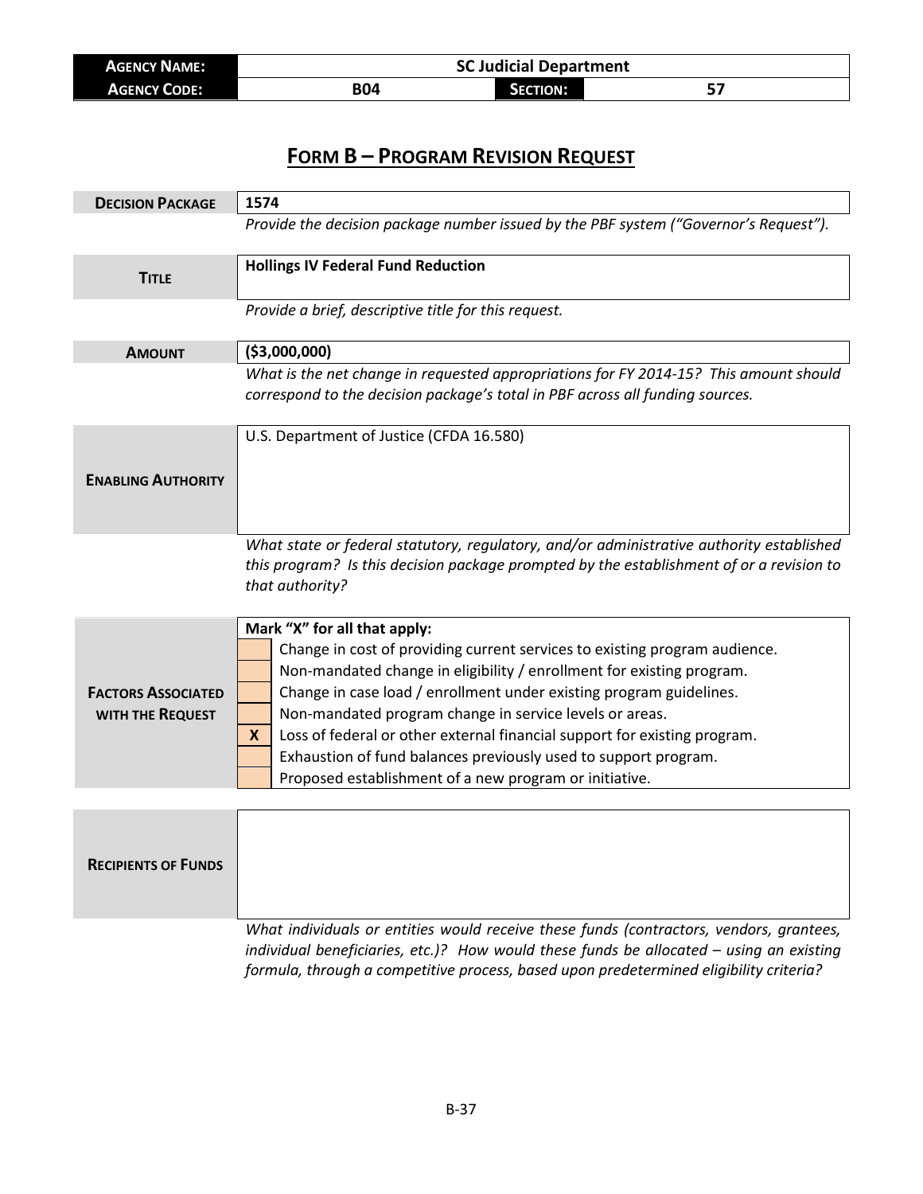| **Agency Name:** | SC Judicial Department | | |
|---|---|---|---|
| **Agency Code:** | B04 | **Section:** | 57 |

# Form B – Program Revision Request

| | |
|---|---|
| **Decision Package** | **1574** |
| | *Provide the decision package number issued by the PBF system ("Governor's Request").* |
| **Title** | **Hollings IV Federal Fund Reduction** |
| | *Provide a brief, descriptive title for this request.* |
| **Amount** | **($3,000,000)** |
| | *What is the net change in requested appropriations for FY 2014-15? This amount should correspond to the decision package's total in PBF across all funding sources.* |
| **Enabling Authority** | U.S. Department of Justice (CFDA 16.580) |
| | *What state or federal statutory, regulatory, and/or administrative authority established this program? Is this decision package prompted by the establishment of or a revision to that authority?* |

**Factors Associated with the Request**

**Mark "X" for all that apply:**

| | |
|---|---|
| | Change in cost of providing current services to existing program audience. |
| | Non-mandated change in eligibility / enrollment for existing program. |
| | Change in case load / enrollment under existing program guidelines. |
| | Non-mandated program change in service levels or areas. |
| X | Loss of federal or other external financial support for existing program. |
| | Exhaustion of fund balances previously used to support program. |
| | Proposed establishment of a new program or initiative. |

| | |
|---|---|
| **Recipients of Funds** | |
| | *What individuals or entities would receive these funds (contractors, vendors, grantees, individual beneficiaries, etc.)? How would these funds be allocated – using an existing formula, through a competitive process, based upon predetermined eligibility criteria?* |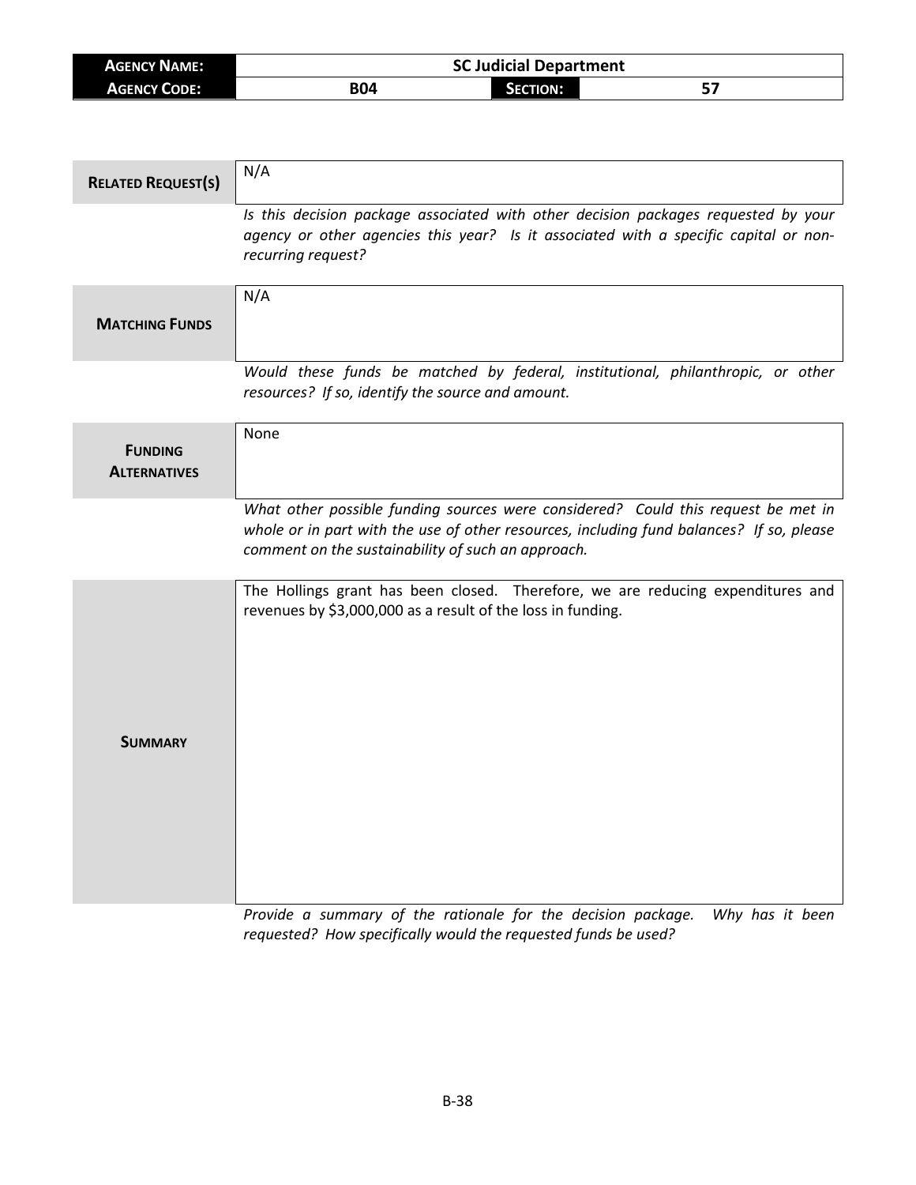| **AGENCY NAME:** | SC Judicial Department | | |
|---|---|---|---|
| **AGENCY CODE:** | B04 | **SECTION:** | 57 |

| | |
|---|---|
| **RELATED REQUEST(S)** | N/A |
| | *Is this decision package associated with other decision packages requested by your agency or other agencies this year? Is it associated with a specific capital or non-recurring request?* |
| **MATCHING FUNDS** | N/A |
| | *Would these funds be matched by federal, institutional, philanthropic, or other resources? If so, identify the source and amount.* |
| **FUNDING ALTERNATIVES** | None |
| | *What other possible funding sources were considered? Could this request be met in whole or in part with the use of other resources, including fund balances? If so, please comment on the sustainability of such an approach.* |
| **SUMMARY** | The Hollings grant has been closed. Therefore, we are reducing expenditures and revenues by $3,000,000 as a result of the loss in funding. |
| | *Provide a summary of the rationale for the decision package. Why has it been requested? How specifically would the requested funds be used?* |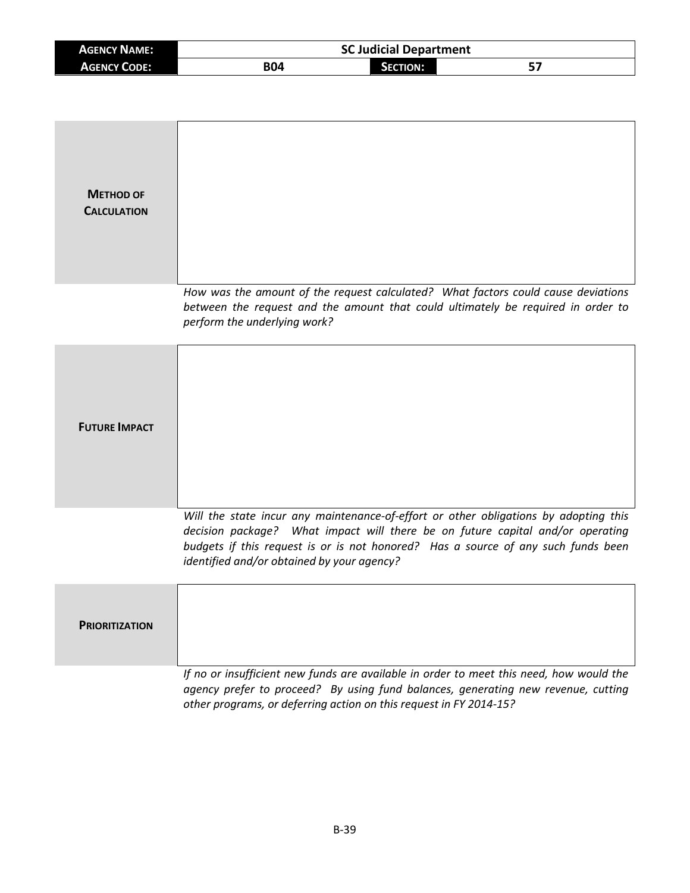| **AGENCY NAME:** | SC Judicial Department | | |
|---|---|---|---|
| **AGENCY CODE:** | B04 | **SECTION:** | 57 |

| | |
|---|---|
| **METHOD OF CALCULATION** | |

*How was the amount of the request calculated? What factors could cause deviations between the request and the amount that could ultimately be required in order to perform the underlying work?*

| | |
|---|---|
| **FUTURE IMPACT** | |

*Will the state incur any maintenance-of-effort or other obligations by adopting this decision package? What impact will there be on future capital and/or operating budgets if this request is or is not honored? Has a source of any such funds been identified and/or obtained by your agency?*

| | |
|---|---|
| **PRIORITIZATION** | |

*If no or insufficient new funds are available in order to meet this need, how would the agency prefer to proceed? By using fund balances, generating new revenue, cutting other programs, or deferring action on this request in FY 2014-15?*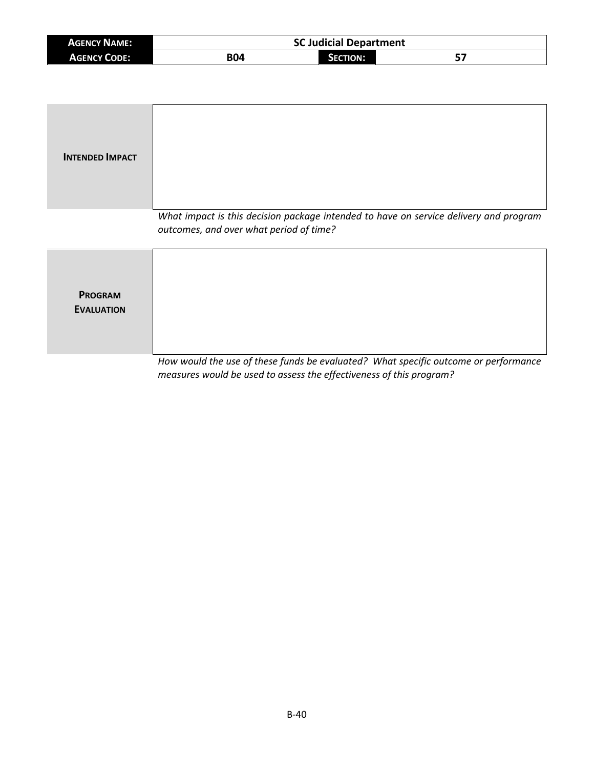| AGENCY NAME: | SC Judicial Department | | |
| --- | --- | --- | --- |
| AGENCY CODE: | B04 | SECTION: | 57 |

| INTENDED IMPACT | |
| --- | --- |

*What impact is this decision package intended to have on service delivery and program outcomes, and over what period of time?*

| PROGRAM EVALUATION | |
| --- | --- |

*How would the use of these funds be evaluated? What specific outcome or performance measures would be used to assess the effectiveness of this program?*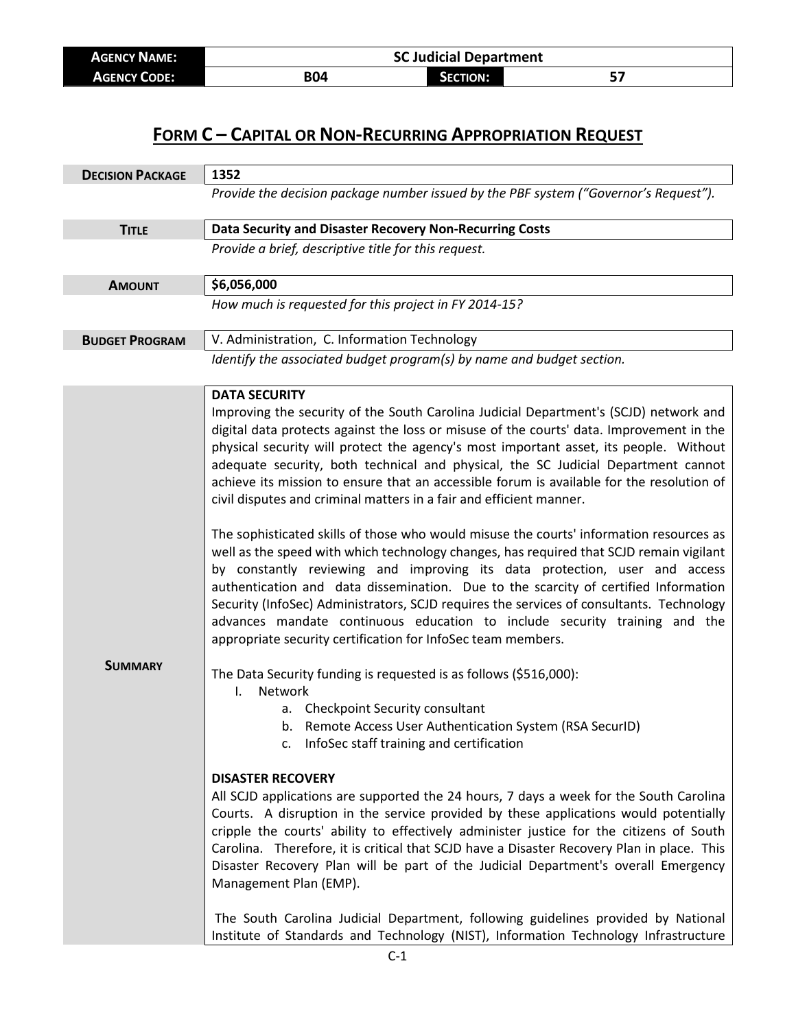| **AGENCY NAME:** | SC Judicial Department | | |
|---|---|---|---|
| **AGENCY CODE:** | B04 | **SECTION:** | 57 |

# FORM C – CAPITAL OR NON-RECURRING APPROPRIATION REQUEST

| | |
|---|---|
| **DECISION PACKAGE** | **1352** |
| | *Provide the decision package number issued by the PBF system ("Governor's Request").* |
| **TITLE** | **Data Security and Disaster Recovery Non-Recurring Costs** |
| | *Provide a brief, descriptive title for this request.* |
| **AMOUNT** | **$6,056,000** |
| | *How much is requested for this project in FY 2014-15?* |
| **BUDGET PROGRAM** | V. Administration, C. Information Technology |
| | *Identify the associated budget program(s) by name and budget section.* |

**SUMMARY**

**DATA SECURITY**

Improving the security of the South Carolina Judicial Department's (SCJD) network and digital data protects against the loss or misuse of the courts' data. Improvement in the physical security will protect the agency's most important asset, its people. Without adequate security, both technical and physical, the SC Judicial Department cannot achieve its mission to ensure that an accessible forum is available for the resolution of civil disputes and criminal matters in a fair and efficient manner.

The sophisticated skills of those who would misuse the courts' information resources as well as the speed with which technology changes, has required that SCJD remain vigilant by constantly reviewing and improving its data protection, user and access authentication and data dissemination. Due to the scarcity of certified Information Security (InfoSec) Administrators, SCJD requires the services of consultants. Technology advances mandate continuous education to include security training and the appropriate security certification for InfoSec team members.

The Data Security funding is requested is as follows ($516,000):

I. Network
   a. Checkpoint Security consultant
   b. Remote Access User Authentication System (RSA SecurID)
   c. InfoSec staff training and certification

**DISASTER RECOVERY**

All SCJD applications are supported the 24 hours, 7 days a week for the South Carolina Courts. A disruption in the service provided by these applications would potentially cripple the courts' ability to effectively administer justice for the citizens of South Carolina. Therefore, it is critical that SCJD have a Disaster Recovery Plan in place. This Disaster Recovery Plan will be part of the Judicial Department's overall Emergency Management Plan (EMP).

The South Carolina Judicial Department, following guidelines provided by National Institute of Standards and Technology (NIST), Information Technology Infrastructure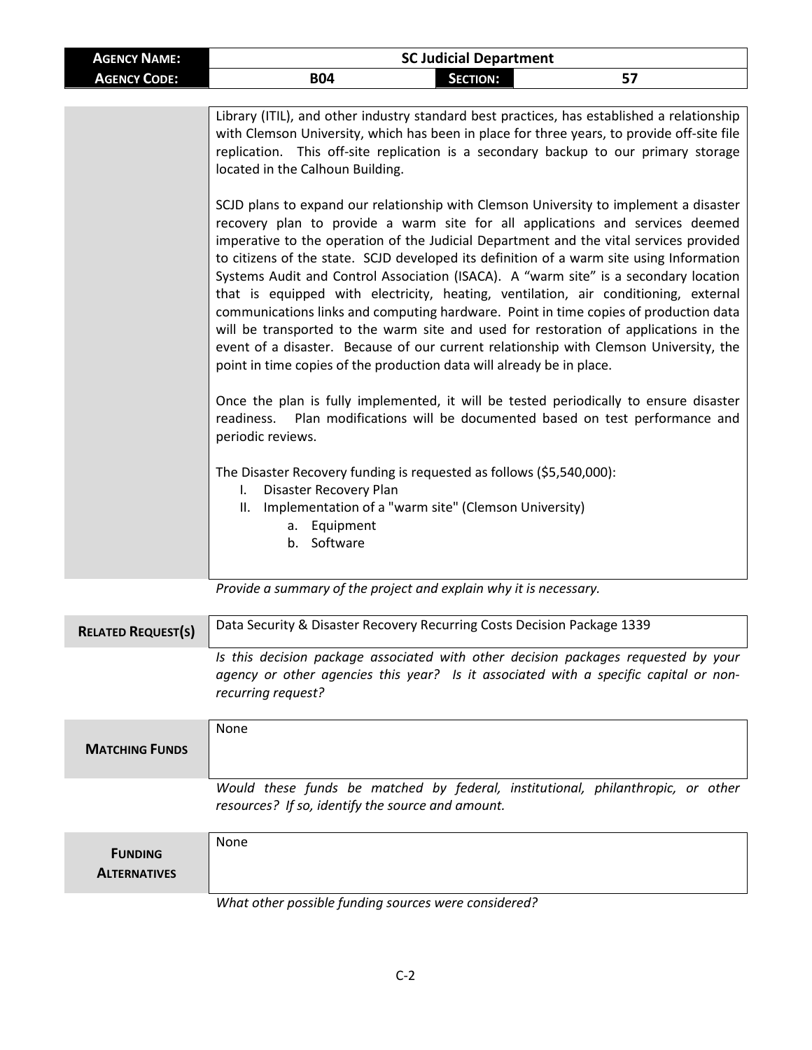| **AGENCY NAME:** | SC Judicial Department | | |
|---|---|---|---|
| **AGENCY CODE:** | B04 | **SECTION:** | 57 |

Library (ITIL), and other industry standard best practices, has established a relationship with Clemson University, which has been in place for three years, to provide off-site file replication. This off-site replication is a secondary backup to our primary storage located in the Calhoun Building.

SCJD plans to expand our relationship with Clemson University to implement a disaster recovery plan to provide a warm site for all applications and services deemed imperative to the operation of the Judicial Department and the vital services provided to citizens of the state. SCJD developed its definition of a warm site using Information Systems Audit and Control Association (ISACA). A "warm site" is a secondary location that is equipped with electricity, heating, ventilation, air conditioning, external communications links and computing hardware. Point in time copies of production data will be transported to the warm site and used for restoration of applications in the event of a disaster. Because of our current relationship with Clemson University, the point in time copies of the production data will already be in place.

Once the plan is fully implemented, it will be tested periodically to ensure disaster readiness. Plan modifications will be documented based on test performance and periodic reviews.

The Disaster Recovery funding is requested as follows ($5,540,000):

I. Disaster Recovery Plan
II. Implementation of a "warm site" (Clemson University)
    a. Equipment
    b. Software

*Provide a summary of the project and explain why it is necessary.*

**RELATED REQUEST(S)**

Data Security & Disaster Recovery Recurring Costs Decision Package 1339

*Is this decision package associated with other decision packages requested by your agency or other agencies this year? Is it associated with a specific capital or non-recurring request?*

**MATCHING FUNDS**

None

*Would these funds be matched by federal, institutional, philanthropic, or other resources? If so, identify the source and amount.*

**FUNDING ALTERNATIVES**

None

*What other possible funding sources were considered?*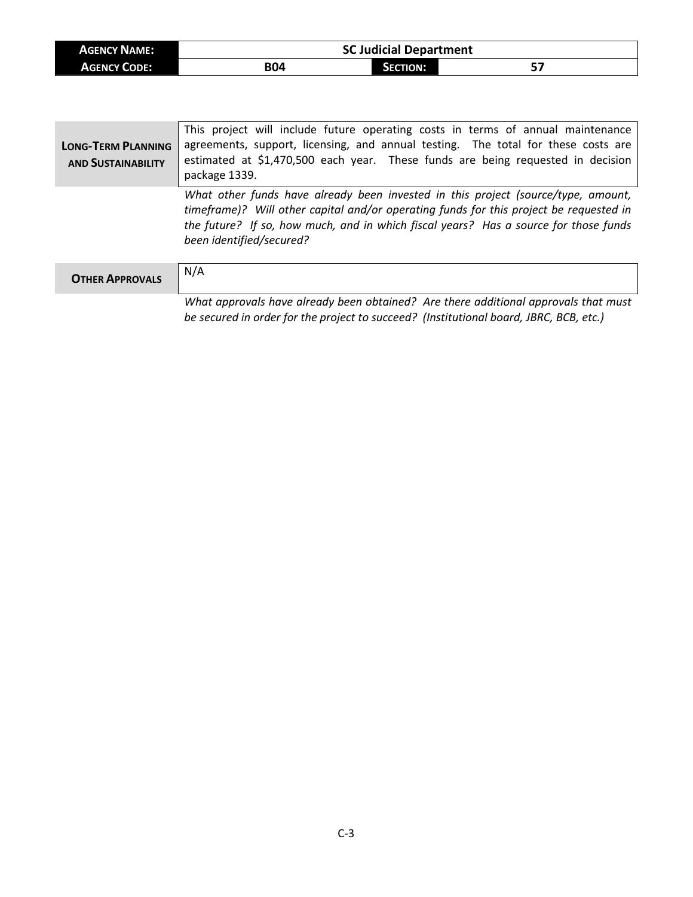| **AGENCY NAME:** | SC Judicial Department | | |
| --- | --- | --- | --- |
| **AGENCY CODE:** | B04 | **SECTION:** | 57 |

| | |
| --- | --- |
| **LONG-TERM PLANNING AND SUSTAINABILITY** | This project will include future operating costs in terms of annual maintenance agreements, support, licensing, and annual testing. The total for these costs are estimated at $1,470,500 each year. These funds are being requested in decision package 1339. |
| | *What other funds have already been invested in this project (source/type, amount, timeframe)? Will other capital and/or operating funds for this project be requested in the future? If so, how much, and in which fiscal years? Has a source for those funds been identified/secured?* |

| | |
| --- | --- |
| **OTHER APPROVALS** | N/A |
| | *What approvals have already been obtained? Are there additional approvals that must be secured in order for the project to succeed? (Institutional board, JBRC, BCB, etc.)* |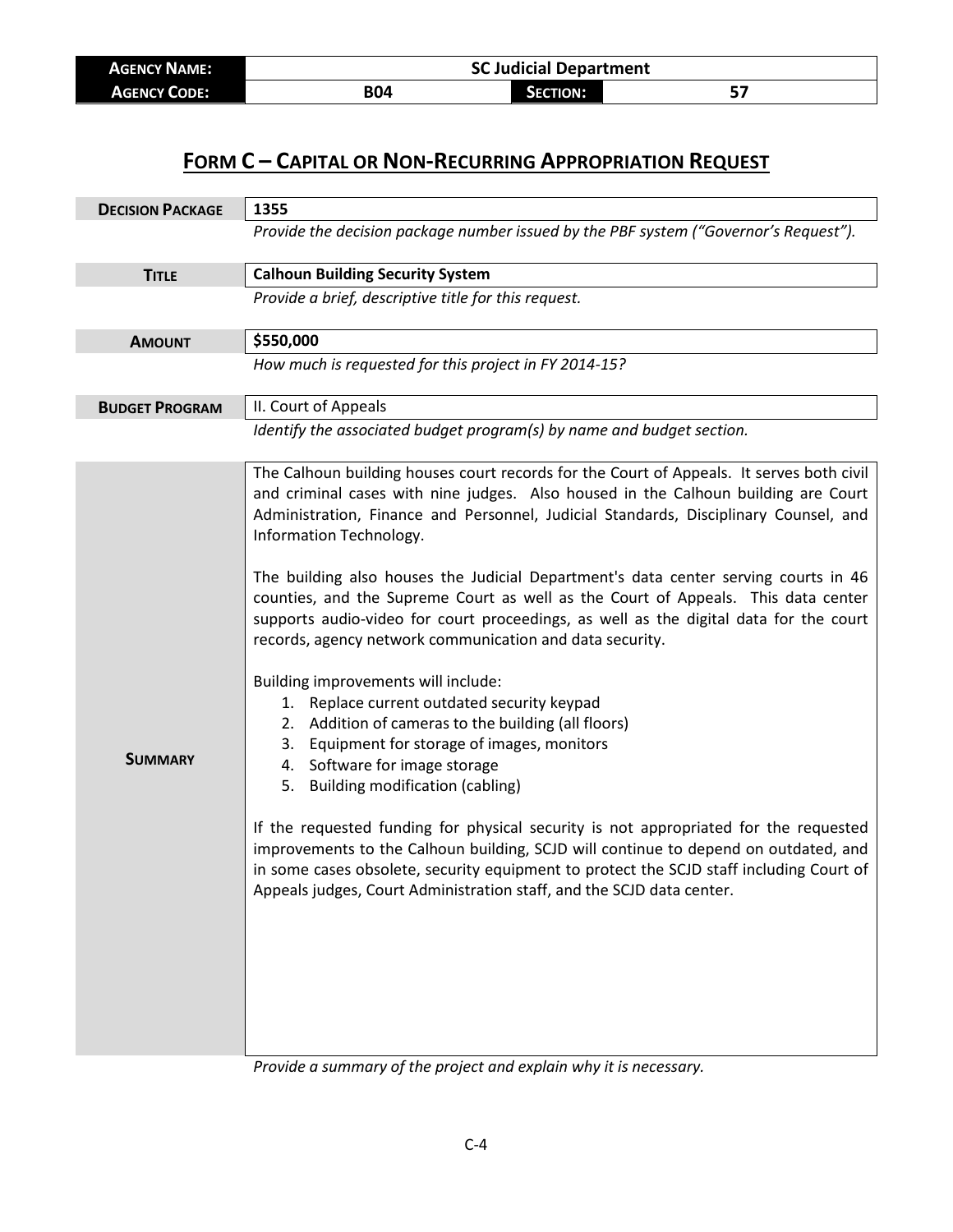| **Agency Name:** | SC Judicial Department | | |
|---|---|---|---|
| **Agency Code:** | B04 | **Section:** | 57 |

# Form C – Capital or Non-Recurring Appropriation Request

| | |
|---|---|
| **Decision Package** | **1355** |
| | *Provide the decision package number issued by the PBF system ("Governor's Request").* |
| **Title** | **Calhoun Building Security System** |
| | *Provide a brief, descriptive title for this request.* |
| **Amount** | **$550,000** |
| | *How much is requested for this project in FY 2014-15?* |
| **Budget Program** | II. Court of Appeals |
| | *Identify the associated budget program(s) by name and budget section.* |

**Summary**

The Calhoun building houses court records for the Court of Appeals. It serves both civil and criminal cases with nine judges. Also housed in the Calhoun building are Court Administration, Finance and Personnel, Judicial Standards, Disciplinary Counsel, and Information Technology.

The building also houses the Judicial Department's data center serving courts in 46 counties, and the Supreme Court as well as the Court of Appeals. This data center supports audio-video for court proceedings, as well as the digital data for the court records, agency network communication and data security.

Building improvements will include:

1. Replace current outdated security keypad
2. Addition of cameras to the building (all floors)
3. Equipment for storage of images, monitors
4. Software for image storage
5. Building modification (cabling)

If the requested funding for physical security is not appropriated for the requested improvements to the Calhoun building, SCJD will continue to depend on outdated, and in some cases obsolete, security equipment to protect the SCJD staff including Court of Appeals judges, Court Administration staff, and the SCJD data center.

*Provide a summary of the project and explain why it is necessary.*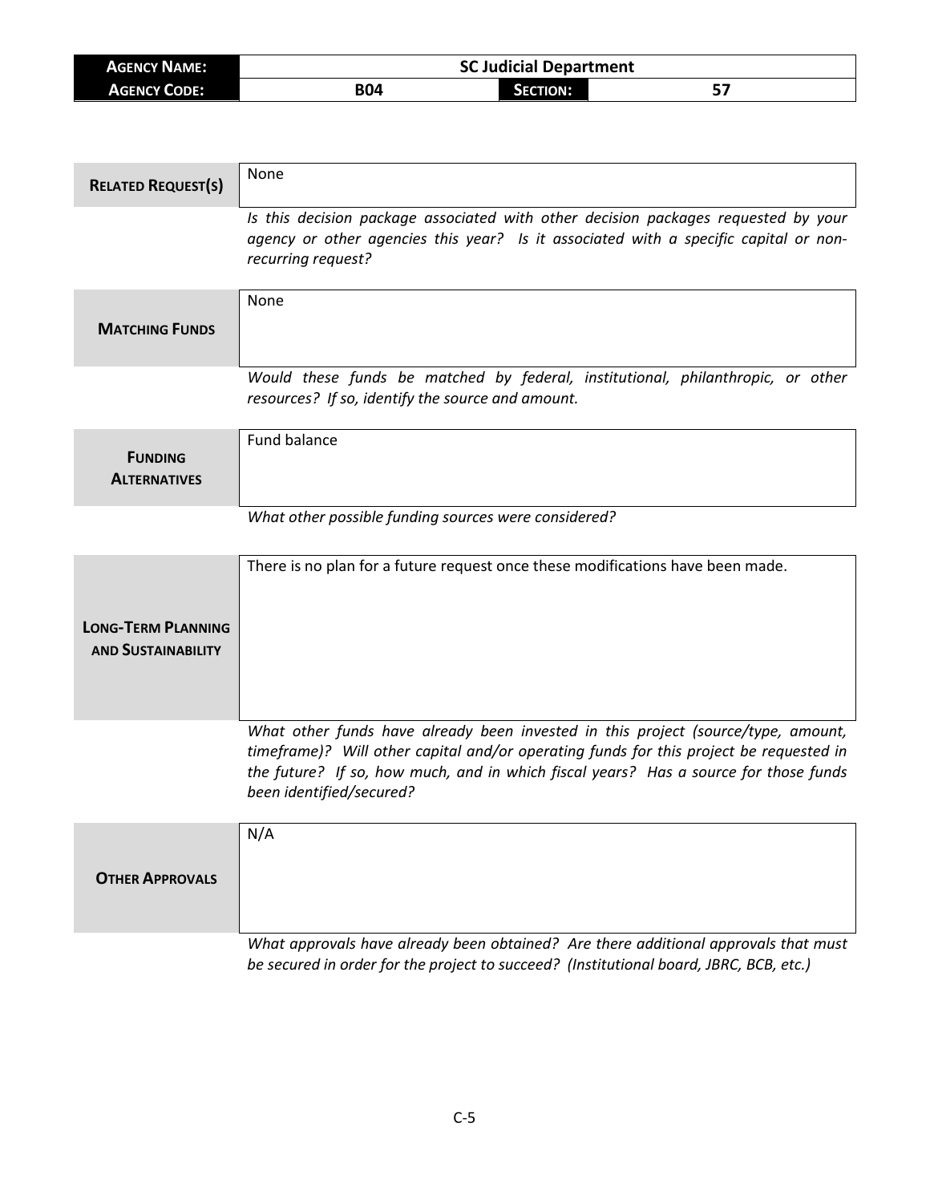| **Agency Name:** | SC Judicial Department | | |
|---|---|---|---|
| **Agency Code:** | B04 | **Section:** | 57 |

| | |
|---|---|
| **Related Request(s)** | None |
| | *Is this decision package associated with other decision packages requested by your agency or other agencies this year? Is it associated with a specific capital or non-recurring request?* |
| **Matching Funds** | None |
| | *Would these funds be matched by federal, institutional, philanthropic, or other resources? If so, identify the source and amount.* |
| **Funding Alternatives** | Fund balance |
| | *What other possible funding sources were considered?* |
| **Long-Term Planning and Sustainability** | There is no plan for a future request once these modifications have been made. |
| | *What other funds have already been invested in this project (source/type, amount, timeframe)? Will other capital and/or operating funds for this project be requested in the future? If so, how much, and in which fiscal years? Has a source for those funds been identified/secured?* |
| **Other Approvals** | N/A |
| | *What approvals have already been obtained? Are there additional approvals that must be secured in order for the project to succeed? (Institutional board, JBRC, BCB, etc.)* |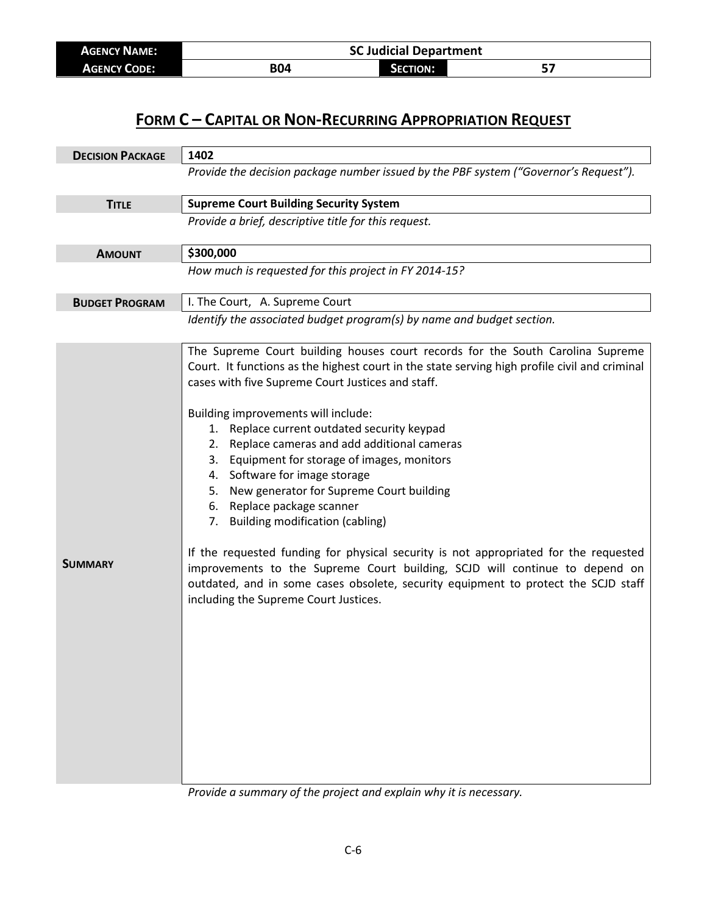| **AGENCY NAME:** | SC Judicial Department | | |
| --- | --- | --- | --- |
| **AGENCY CODE:** | B04 | **SECTION:** | 57 |

## FORM C – CAPITAL OR NON-RECURRING APPROPRIATION REQUEST

| | |
| --- | --- |
| **DECISION PACKAGE** | **1402** |
| | *Provide the decision package number issued by the PBF system ("Governor's Request").* |
| **TITLE** | **Supreme Court Building Security System** |
| | *Provide a brief, descriptive title for this request.* |
| **AMOUNT** | **$300,000** |
| | *How much is requested for this project in FY 2014-15?* |
| **BUDGET PROGRAM** | I. The Court, A. Supreme Court |
| | *Identify the associated budget program(s) by name and budget section.* |
| **SUMMARY** | The Supreme Court building houses court records for the South Carolina Supreme Court. It functions as the highest court in the state serving high profile civil and criminal cases with five Supreme Court Justices and staff.<br><br>Building improvements will include:<br>1. Replace current outdated security keypad<br>2. Replace cameras and add additional cameras<br>3. Equipment for storage of images, monitors<br>4. Software for image storage<br>5. New generator for Supreme Court building<br>6. Replace package scanner<br>7. Building modification (cabling)<br><br>If the requested funding for physical security is not appropriated for the requested improvements to the Supreme Court building, SCJD will continue to depend on outdated, and in some cases obsolete, security equipment to protect the SCJD staff including the Supreme Court Justices. |
| | *Provide a summary of the project and explain why it is necessary.* |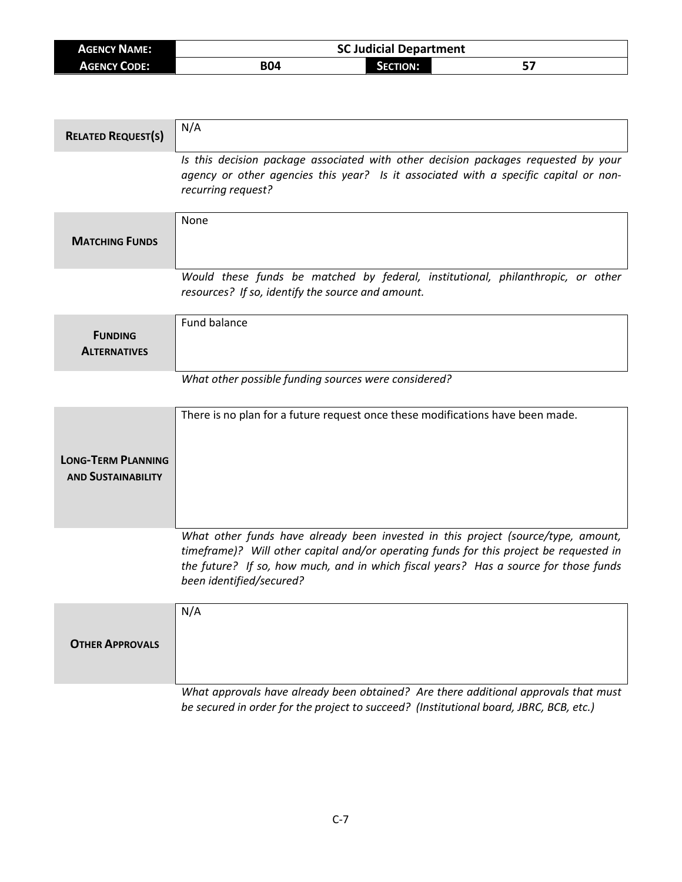| **Agency Name:** | SC Judicial Department | | |
|---|---|---|---|
| **Agency Code:** | B04 | **Section:** | 57 |

| | |
|---|---|
| **Related Request(s)** | N/A |
| | *Is this decision package associated with other decision packages requested by your agency or other agencies this year? Is it associated with a specific capital or non-recurring request?* |
| **Matching Funds** | None |
| | *Would these funds be matched by federal, institutional, philanthropic, or other resources? If so, identify the source and amount.* |
| **Funding Alternatives** | Fund balance |
| | *What other possible funding sources were considered?* |
| **Long-Term Planning and Sustainability** | There is no plan for a future request once these modifications have been made. |
| | *What other funds have already been invested in this project (source/type, amount, timeframe)? Will other capital and/or operating funds for this project be requested in the future? If so, how much, and in which fiscal years? Has a source for those funds been identified/secured?* |
| **Other Approvals** | N/A |
| | *What approvals have already been obtained? Are there additional approvals that must be secured in order for the project to succeed? (Institutional board, JBRC, BCB, etc.)* |

C-7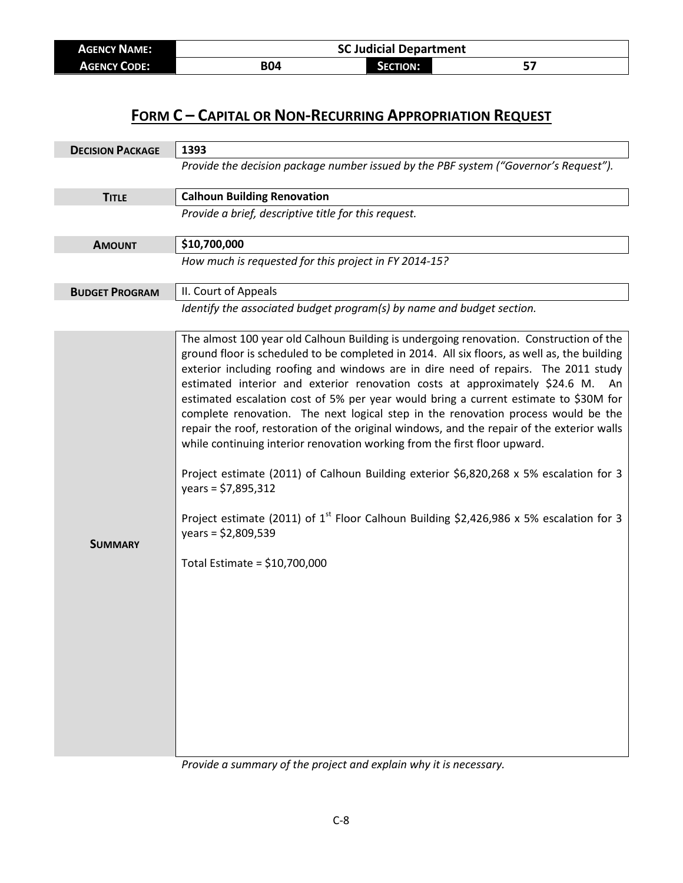| AGENCY NAME: | SC Judicial Department | | |
|---|---|---|---|
| AGENCY CODE: | B04 | SECTION: | 57 |

# FORM C – CAPITAL OR NON-RECURRING APPROPRIATION REQUEST

| | |
|---|---|
| **DECISION PACKAGE** | **1393** |
| | *Provide the decision package number issued by the PBF system ("Governor's Request").* |
| **TITLE** | **Calhoun Building Renovation** |
| | *Provide a brief, descriptive title for this request.* |
| **AMOUNT** | **$10,700,000** |
| | *How much is requested for this project in FY 2014-15?* |
| **BUDGET PROGRAM** | II. Court of Appeals |
| | *Identify the associated budget program(s) by name and budget section.* |

**SUMMARY**

The almost 100 year old Calhoun Building is undergoing renovation. Construction of the ground floor is scheduled to be completed in 2014. All six floors, as well as, the building exterior including roofing and windows are in dire need of repairs. The 2011 study estimated interior and exterior renovation costs at approximately $24.6 M. An estimated escalation cost of 5% per year would bring a current estimate to $30M for complete renovation. The next logical step in the renovation process would be the repair the roof, restoration of the original windows, and the repair of the exterior walls while continuing interior renovation working from the first floor upward.

Project estimate (2011) of Calhoun Building exterior $6,820,268 x 5% escalation for 3 years = $7,895,312

Project estimate (2011) of 1st Floor Calhoun Building $2,426,986 x 5% escalation for 3 years = $2,809,539

Total Estimate = $10,700,000

*Provide a summary of the project and explain why it is necessary.*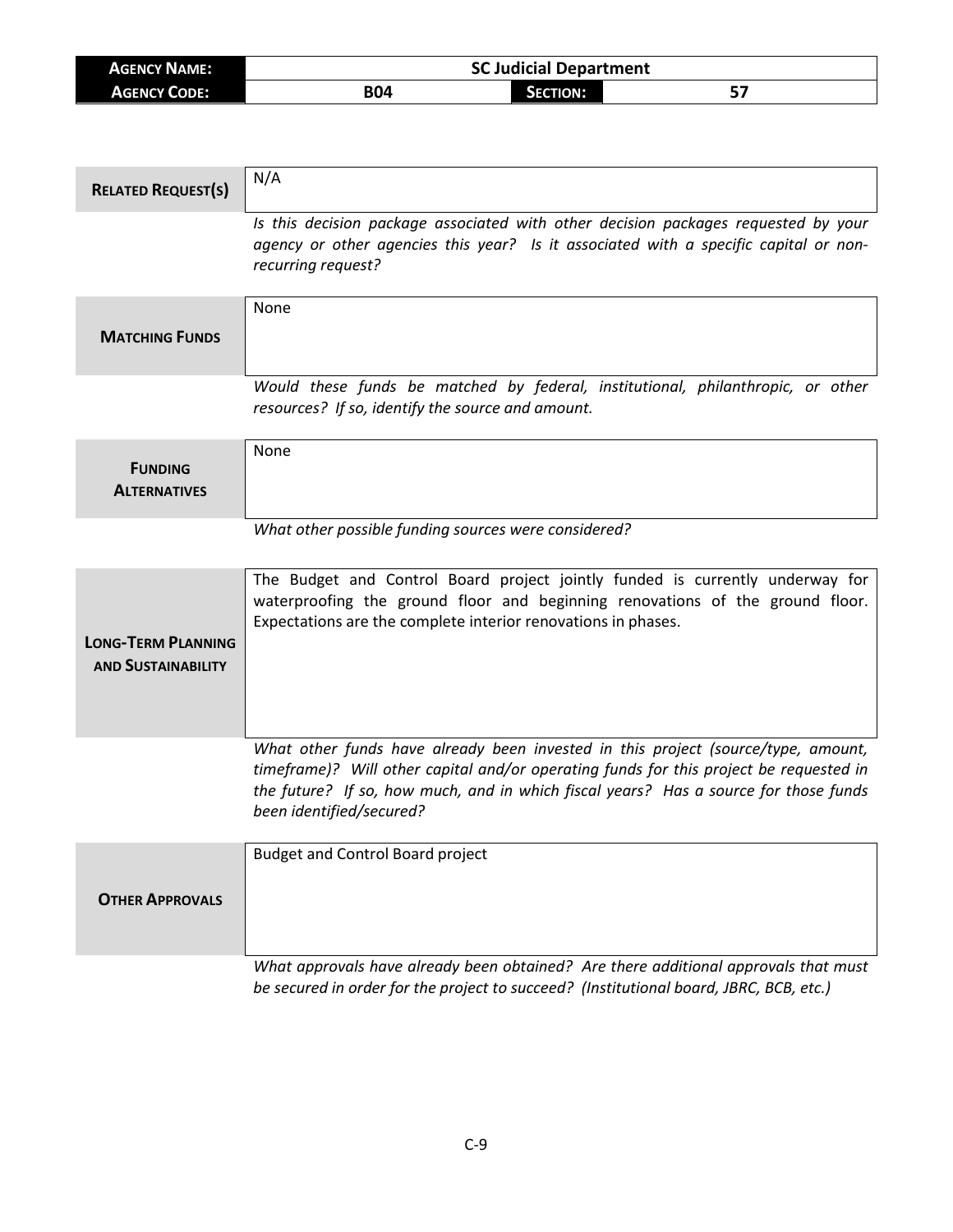| **AGENCY NAME:** | SC Judicial Department | | |
|---|---|---|---|
| **AGENCY CODE:** | B04 | **SECTION:** | 57 |

| | |
|---|---|
| **RELATED REQUEST(S)** | N/A |
| | *Is this decision package associated with other decision packages requested by your agency or other agencies this year? Is it associated with a specific capital or non-recurring request?* |
| **MATCHING FUNDS** | None |
| | *Would these funds be matched by federal, institutional, philanthropic, or other resources? If so, identify the source and amount.* |
| **FUNDING ALTERNATIVES** | None |
| | *What other possible funding sources were considered?* |
| **LONG-TERM PLANNING AND SUSTAINABILITY** | The Budget and Control Board project jointly funded is currently underway for waterproofing the ground floor and beginning renovations of the ground floor. Expectations are the complete interior renovations in phases. |
| | *What other funds have already been invested in this project (source/type, amount, timeframe)? Will other capital and/or operating funds for this project be requested in the future? If so, how much, and in which fiscal years? Has a source for those funds been identified/secured?* |
| **OTHER APPROVALS** | Budget and Control Board project |
| | *What approvals have already been obtained? Are there additional approvals that must be secured in order for the project to succeed? (Institutional board, JBRC, BCB, etc.)* |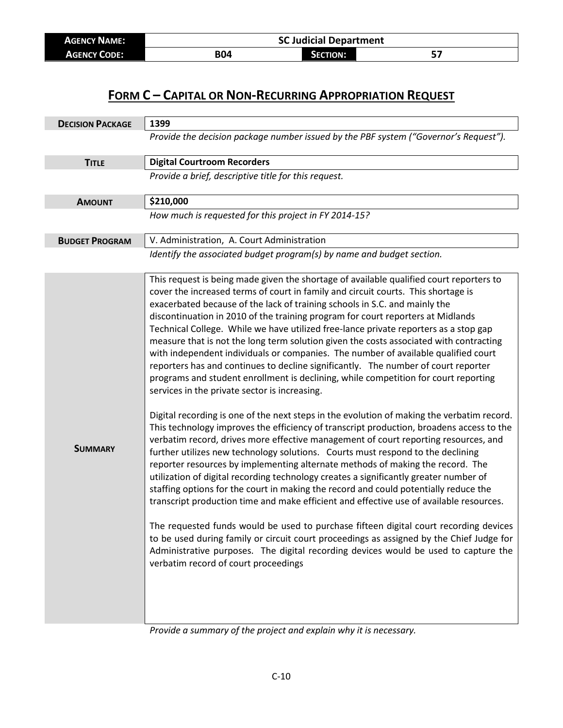| **Agency Name:** | **SC Judicial Department** | | |
| --- | --- | --- | --- |
| **Agency Code:** | **B04** | **Section:** | **57** |

# Form C – Capital or Non-Recurring Appropriation Request

| | |
| --- | --- |
| **Decision Package** | **1399** |
| | *Provide the decision package number issued by the PBF system ("Governor's Request").* |
| **Title** | **Digital Courtroom Recorders** |
| | *Provide a brief, descriptive title for this request.* |
| **Amount** | **$210,000** |
| | *How much is requested for this project in FY 2014-15?* |
| **Budget Program** | V. Administration, A. Court Administration |
| | *Identify the associated budget program(s) by name and budget section.* |
| **Summary** | This request is being made given the shortage of available qualified court reporters to cover the increased terms of court in family and circuit courts. This shortage is exacerbated because of the lack of training schools in S.C. and mainly the discontinuation in 2010 of the training program for court reporters at Midlands Technical College. While we have utilized free-lance private reporters as a stop gap measure that is not the long term solution given the costs associated with contracting with independent individuals or companies. The number of available qualified court reporters has and continues to decline significantly. The number of court reporter programs and student enrollment is declining, while competition for court reporting services in the private sector is increasing.<br><br>Digital recording is one of the next steps in the evolution of making the verbatim record. This technology improves the efficiency of transcript production, broadens access to the verbatim record, drives more effective management of court reporting resources, and further utilizes new technology solutions. Courts must respond to the declining reporter resources by implementing alternate methods of making the record. The utilization of digital recording technology creates a significantly greater number of staffing options for the court in making the record and could potentially reduce the transcript production time and make efficient and effective use of available resources.<br><br>The requested funds would be used to purchase fifteen digital court recording devices to be used during family or circuit court proceedings as assigned by the Chief Judge for Administrative purposes. The digital recording devices would be used to capture the verbatim record of court proceedings |
| | *Provide a summary of the project and explain why it is necessary.* |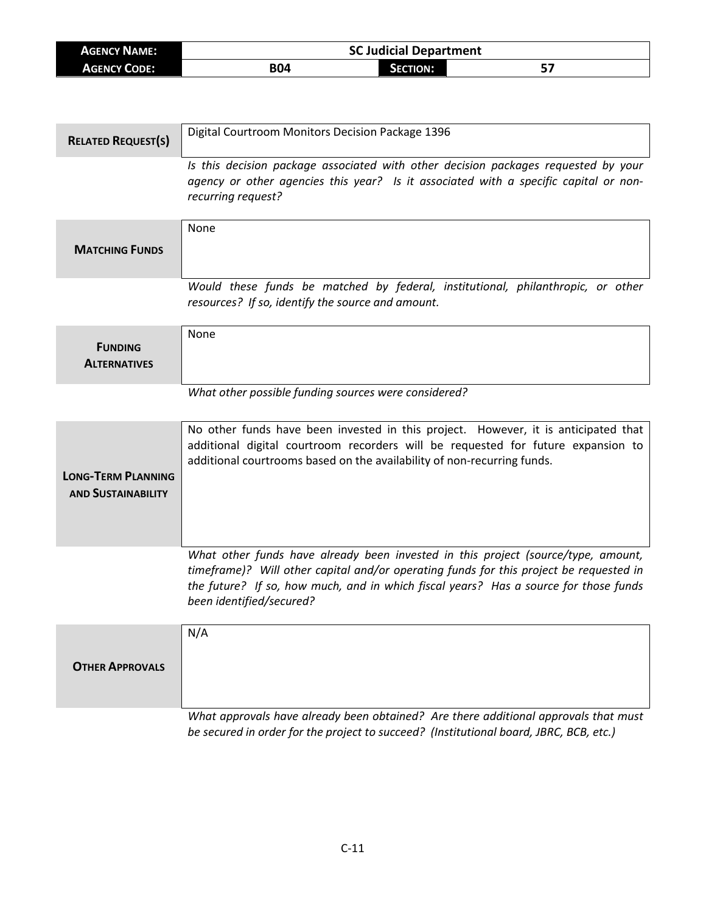| | | | |
|---|---|---|---|
| **AGENCY NAME:** | SC Judicial Department | | |
| **AGENCY CODE:** | B04 | **SECTION:** | 57 |

| | |
|---|---|
| **RELATED REQUEST(S)** | Digital Courtroom Monitors Decision Package 1396 |
| | *Is this decision package associated with other decision packages requested by your agency or other agencies this year? Is it associated with a specific capital or non-recurring request?* |
| **MATCHING FUNDS** | None |
| | *Would these funds be matched by federal, institutional, philanthropic, or other resources? If so, identify the source and amount.* |
| **FUNDING ALTERNATIVES** | None |
| | *What other possible funding sources were considered?* |
| **LONG-TERM PLANNING AND SUSTAINABILITY** | No other funds have been invested in this project. However, it is anticipated that additional digital courtroom recorders will be requested for future expansion to additional courtrooms based on the availability of non-recurring funds. |
| | *What other funds have already been invested in this project (source/type, amount, timeframe)? Will other capital and/or operating funds for this project be requested in the future? If so, how much, and in which fiscal years? Has a source for those funds been identified/secured?* |
| **OTHER APPROVALS** | N/A |
| | *What approvals have already been obtained? Are there additional approvals that must be secured in order for the project to succeed? (Institutional board, JBRC, BCB, etc.)* |